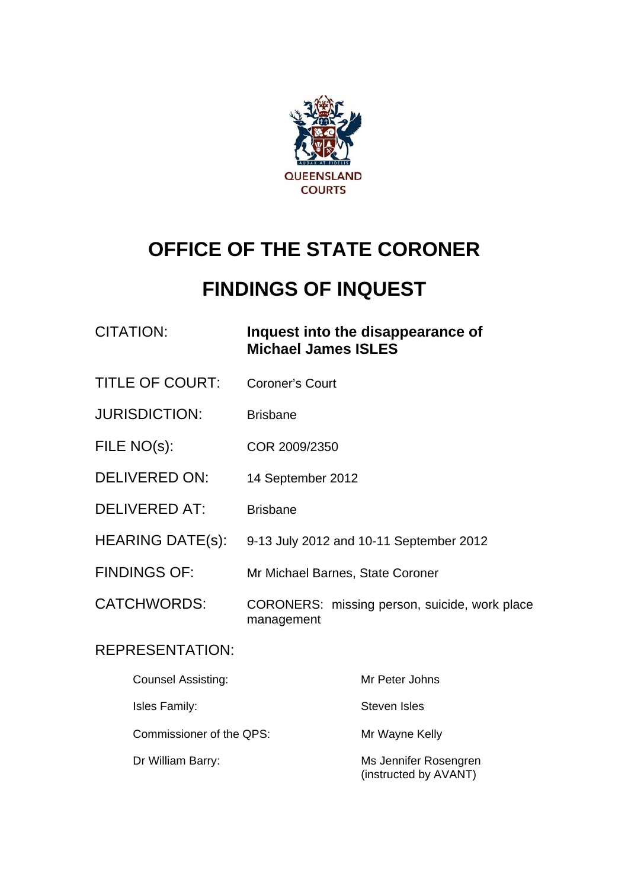QUEENSLAND COURTS

# OFFICE OF THE STATE CORONER

# FINDINGS OF INQUEST

| | |
|---|---|
| CITATION: | **Inquest into the disappearance of Michael James ISLES** |
| TITLE OF COURT: | Coroner's Court |
| JURISDICTION: | Brisbane |
| FILE NO(s): | COR 2009/2350 |
| DELIVERED ON: | 14 September 2012 |
| DELIVERED AT: | Brisbane |
| HEARING DATE(s): | 9-13 July 2012 and 10-11 September 2012 |
| FINDINGS OF: | Mr Michael Barnes, State Coroner |
| CATCHWORDS: | CORONERS: missing person, suicide, work place management |

REPRESENTATION:

| | |
|---|---|
| Counsel Assisting: | Mr Peter Johns |
| Isles Family: | Steven Isles |
| Commissioner of the QPS: | Mr Wayne Kelly |
| Dr William Barry: | Ms Jennifer Rosengren (instructed by AVANT) |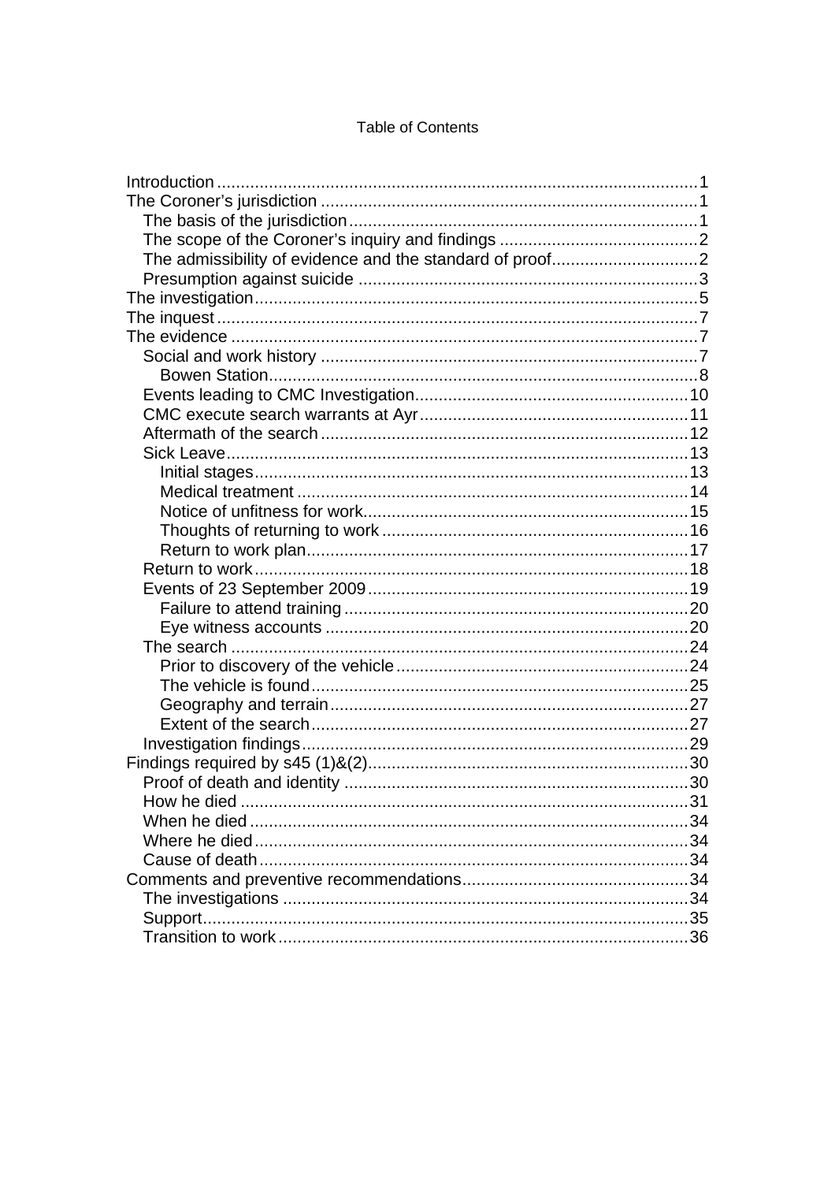Table of Contents

- Introduction ..... 1
- The Coroner's jurisdiction ..... 1
  - The basis of the jurisdiction ..... 1
  - The scope of the Coroner's inquiry and findings ..... 2
  - The admissibility of evidence and the standard of proof ..... 2
  - Presumption against suicide ..... 3
- The investigation ..... 5
- The inquest ..... 7
- The evidence ..... 7
  - Social and work history ..... 7
    - Bowen Station ..... 8
  - Events leading to CMC Investigation ..... 10
  - CMC execute search warrants at Ayr ..... 11
  - Aftermath of the search ..... 12
  - Sick Leave ..... 13
    - Initial stages ..... 13
    - Medical treatment ..... 14
    - Notice of unfitness for work ..... 15
    - Thoughts of returning to work ..... 16
    - Return to work plan ..... 17
  - Return to work ..... 18
  - Events of 23 September 2009 ..... 19
    - Failure to attend training ..... 20
    - Eye witness accounts ..... 20
  - The search ..... 24
    - Prior to discovery of the vehicle ..... 24
    - The vehicle is found ..... 25
    - Geography and terrain ..... 27
    - Extent of the search ..... 27
  - Investigation findings ..... 29
- Findings required by s45 (1)&(2) ..... 30
  - Proof of death and identity ..... 30
  - How he died ..... 31
  - When he died ..... 34
  - Where he died ..... 34
  - Cause of death ..... 34
- Comments and preventive recommendations ..... 34
  - The investigations ..... 34
  - Support ..... 35
  - Transition to work ..... 36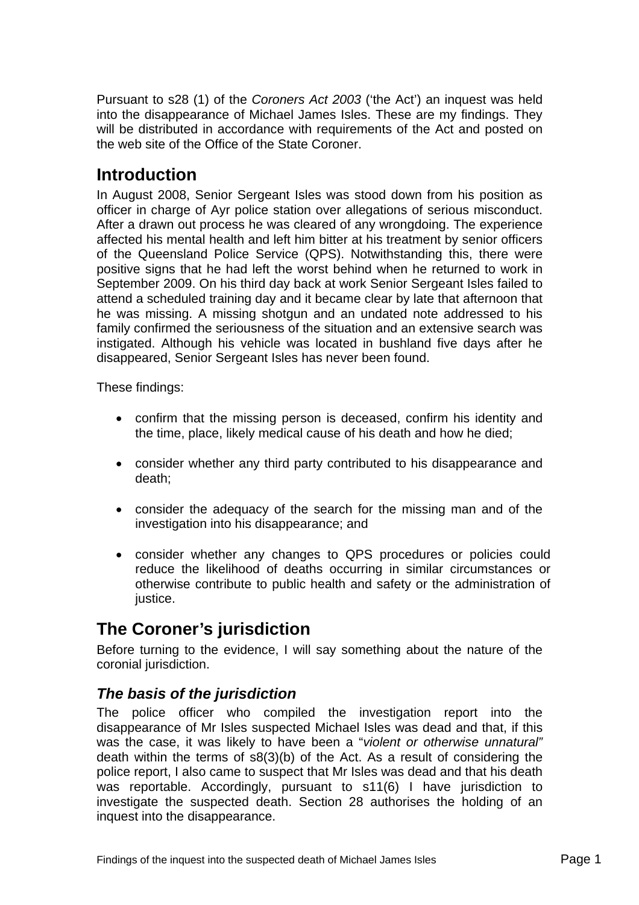Pursuant to s28 (1) of the *Coroners Act 2003* ('the Act') an inquest was held into the disappearance of Michael James Isles. These are my findings. They will be distributed in accordance with requirements of the Act and posted on the web site of the Office of the State Coroner.

## Introduction

In August 2008, Senior Sergeant Isles was stood down from his position as officer in charge of Ayr police station over allegations of serious misconduct. After a drawn out process he was cleared of any wrongdoing. The experience affected his mental health and left him bitter at his treatment by senior officers of the Queensland Police Service (QPS). Notwithstanding this, there were positive signs that he had left the worst behind when he returned to work in September 2009. On his third day back at work Senior Sergeant Isles failed to attend a scheduled training day and it became clear by late that afternoon that he was missing. A missing shotgun and an undated note addressed to his family confirmed the seriousness of the situation and an extensive search was instigated. Although his vehicle was located in bushland five days after he disappeared, Senior Sergeant Isles has never been found.

These findings:

- confirm that the missing person is deceased, confirm his identity and the time, place, likely medical cause of his death and how he died;
- consider whether any third party contributed to his disappearance and death;
- consider the adequacy of the search for the missing man and of the investigation into his disappearance; and
- consider whether any changes to QPS procedures or policies could reduce the likelihood of deaths occurring in similar circumstances or otherwise contribute to public health and safety or the administration of justice.

## The Coroner's jurisdiction

Before turning to the evidence, I will say something about the nature of the coronial jurisdiction.

### *The basis of the jurisdiction*

The police officer who compiled the investigation report into the disappearance of Mr Isles suspected Michael Isles was dead and that, if this was the case, it was likely to have been a "*violent or otherwise unnatural"* death within the terms of s8(3)(b) of the Act. As a result of considering the police report, I also came to suspect that Mr Isles was dead and that his death was reportable. Accordingly, pursuant to s11(6) I have jurisdiction to investigate the suspected death. Section 28 authorises the holding of an inquest into the disappearance.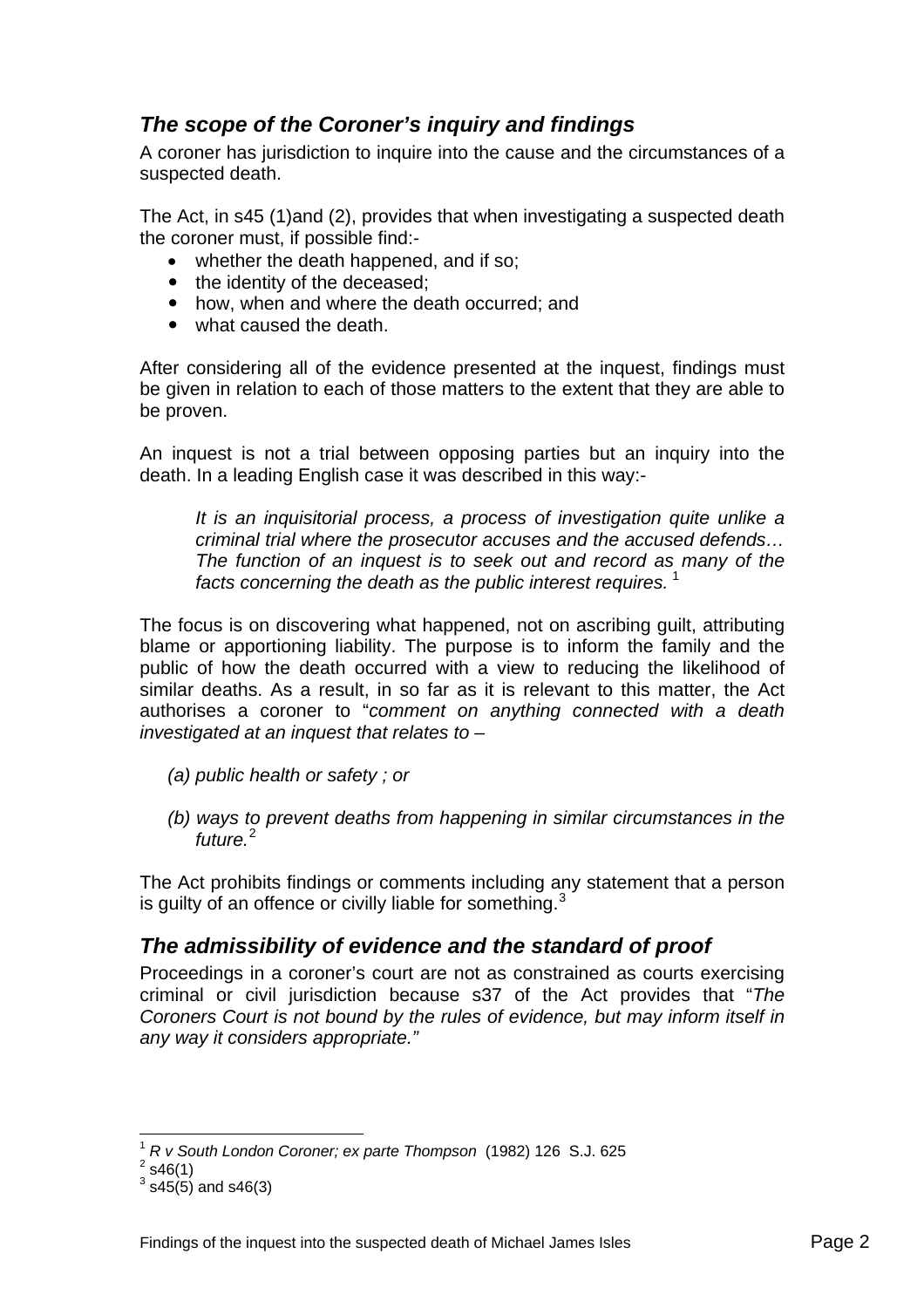## *The scope of the Coroner's inquiry and findings*

A coroner has jurisdiction to inquire into the cause and the circumstances of a suspected death.

The Act, in s45 (1)and (2), provides that when investigating a suspected death the coroner must, if possible find:-

- whether the death happened, and if so;
- the identity of the deceased;
- how, when and where the death occurred; and
- what caused the death.

After considering all of the evidence presented at the inquest, findings must be given in relation to each of those matters to the extent that they are able to be proven.

An inquest is not a trial between opposing parties but an inquiry into the death. In a leading English case it was described in this way:-

> *It is an inquisitorial process, a process of investigation quite unlike a criminal trial where the prosecutor accuses and the accused defends… The function of an inquest is to seek out and record as many of the facts concerning the death as the public interest requires.* [1]

The focus is on discovering what happened, not on ascribing guilt, attributing blame or apportioning liability. The purpose is to inform the family and the public of how the death occurred with a view to reducing the likelihood of similar deaths. As a result, in so far as it is relevant to this matter, the Act authorises a coroner to "*comment on anything connected with a death investigated at an inquest that relates to –*

> *(a) public health or safety ; or*
>
> *(b) ways to prevent deaths from happening in similar circumstances in the future.*[2]

The Act prohibits findings or comments including any statement that a person is guilty of an offence or civilly liable for something.[3]

## *The admissibility of evidence and the standard of proof*

Proceedings in a coroner's court are not as constrained as courts exercising criminal or civil jurisdiction because s37 of the Act provides that "*The Coroners Court is not bound by the rules of evidence, but may inform itself in any way it considers appropriate."*

---

[1] *R v South London Coroner; ex parte Thompson* (1982) 126 S.J. 625

[2] s46(1)

[3] s45(5) and s46(3)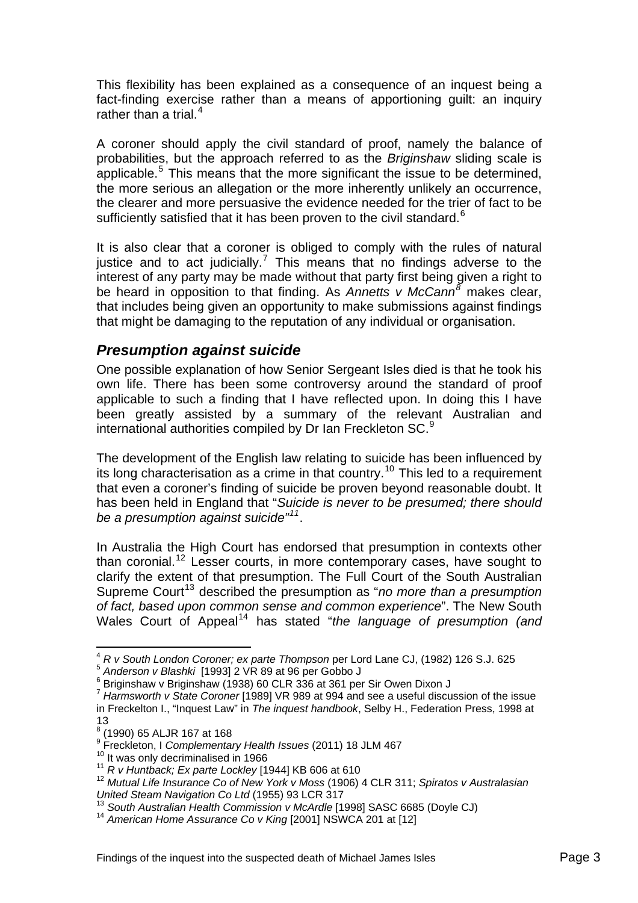This flexibility has been explained as a consequence of an inquest being a fact-finding exercise rather than a means of apportioning guilt: an inquiry rather than a trial.[4]

A coroner should apply the civil standard of proof, namely the balance of probabilities, but the approach referred to as the *Briginshaw* sliding scale is applicable.[5] This means that the more significant the issue to be determined, the more serious an allegation or the more inherently unlikely an occurrence, the clearer and more persuasive the evidence needed for the trier of fact to be sufficiently satisfied that it has been proven to the civil standard.[6]

It is also clear that a coroner is obliged to comply with the rules of natural justice and to act judicially.[7] This means that no findings adverse to the interest of any party may be made without that party first being given a right to be heard in opposition to that finding. As *Annetts v McCann*[8] makes clear, that includes being given an opportunity to make submissions against findings that might be damaging to the reputation of any individual or organisation.

## *Presumption against suicide*

One possible explanation of how Senior Sergeant Isles died is that he took his own life. There has been some controversy around the standard of proof applicable to such a finding that I have reflected upon. In doing this I have been greatly assisted by a summary of the relevant Australian and international authorities compiled by Dr Ian Freckleton SC.[9]

The development of the English law relating to suicide has been influenced by its long characterisation as a crime in that country.[10] This led to a requirement that even a coroner's finding of suicide be proven beyond reasonable doubt. It has been held in England that "*Suicide is never to be presumed; there should be a presumption against suicide*"[11].

In Australia the High Court has endorsed that presumption in contexts other than coronial.[12] Lesser courts, in more contemporary cases, have sought to clarify the extent of that presumption. The Full Court of the South Australian Supreme Court[13] described the presumption as "*no more than a presumption of fact, based upon common sense and common experience*". The New South Wales Court of Appeal[14] has stated "*the language of presumption (and*

---

[4] *R v South London Coroner; ex parte Thompson* per Lord Lane CJ, (1982) 126 S.J. 625
[5] *Anderson v Blashki* [1993] 2 VR 89 at 96 per Gobbo J
[6] Briginshaw v Briginshaw (1938) 60 CLR 336 at 361 per Sir Owen Dixon J
[7] *Harmsworth v State Coroner* [1989] VR 989 at 994 and see a useful discussion of the issue in Freckelton I., "Inquest Law" in *The inquest handbook*, Selby H., Federation Press, 1998 at 13
[8] (1990) 65 ALJR 167 at 168
[9] Freckleton, I *Complementary Health Issues* (2011) 18 JLM 467
[10] It was only decriminalised in 1966
[11] *R v Huntback; Ex parte Lockley* [1944] KB 606 at 610
[12] *Mutual Life Insurance Co of New York v Moss* (1906) 4 CLR 311; *Spiratos v Australasian United Steam Navigation Co Ltd* (1955) 93 LCR 317
[13] *South Australian Health Commission v McArdle* [1998] SASC 6685 (Doyle CJ)
[14] *American Home Assurance Co v King* [2001] NSWCA 201 at [12]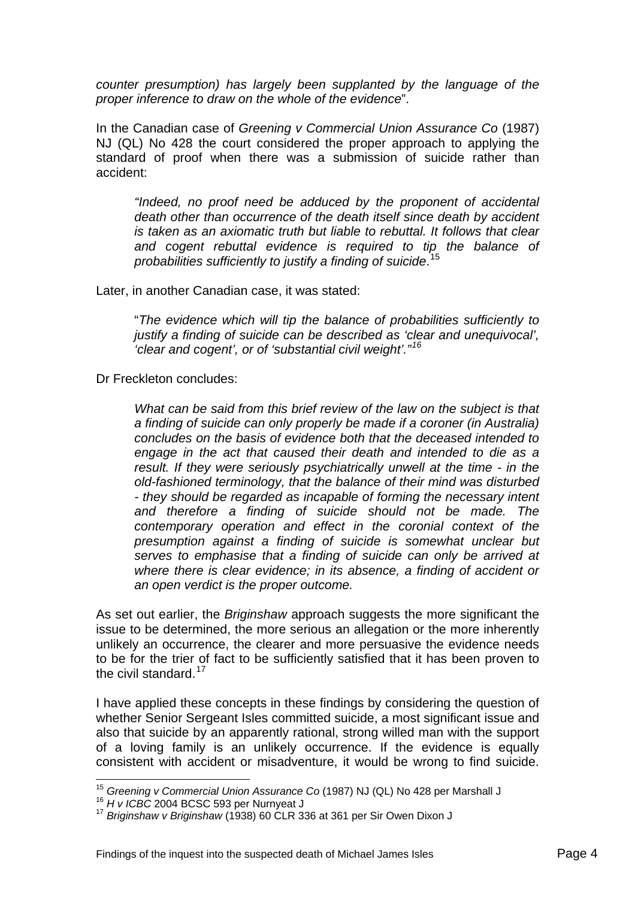*counter presumption) has largely been supplanted by the language of the proper inference to draw on the whole of the evidence*".

In the Canadian case of *Greening v Commercial Union Assurance Co* (1987) NJ (QL) No 428 the court considered the proper approach to applying the standard of proof when there was a submission of suicide rather than accident:

> *"Indeed, no proof need be adduced by the proponent of accidental death other than occurrence of the death itself since death by accident is taken as an axiomatic truth but liable to rebuttal. It follows that clear and cogent rebuttal evidence is required to tip the balance of probabilities sufficiently to justify a finding of suicide.*[15]

Later, in another Canadian case, it was stated:

> "*The evidence which will tip the balance of probabilities sufficiently to justify a finding of suicide can be described as 'clear and unequivocal', 'clear and cogent', or of 'substantial civil weight'."*[16]

Dr Freckleton concludes:

> *What can be said from this brief review of the law on the subject is that a finding of suicide can only properly be made if a coroner (in Australia) concludes on the basis of evidence both that the deceased intended to engage in the act that caused their death and intended to die as a result. If they were seriously psychiatrically unwell at the time - in the old-fashioned terminology, that the balance of their mind was disturbed - they should be regarded as incapable of forming the necessary intent and therefore a finding of suicide should not be made. The contemporary operation and effect in the coronial context of the presumption against a finding of suicide is somewhat unclear but serves to emphasise that a finding of suicide can only be arrived at where there is clear evidence; in its absence, a finding of accident or an open verdict is the proper outcome.*

As set out earlier, the *Briginshaw* approach suggests the more significant the issue to be determined, the more serious an allegation or the more inherently unlikely an occurrence, the clearer and more persuasive the evidence needs to be for the trier of fact to be sufficiently satisfied that it has been proven to the civil standard.[17]

I have applied these concepts in these findings by considering the question of whether Senior Sergeant Isles committed suicide, a most significant issue and also that suicide by an apparently rational, strong willed man with the support of a loving family is an unlikely occurrence. If the evidence is equally consistent with accident or misadventure, it would be wrong to find suicide.

---

[15] *Greening v Commercial Union Assurance Co* (1987) NJ (QL) No 428 per Marshall J
[16] *H v ICBC* 2004 BCSC 593 per Nurnyeat J
[17] *Briginshaw v Briginshaw* (1938) 60 CLR 336 at 361 per Sir Owen Dixon J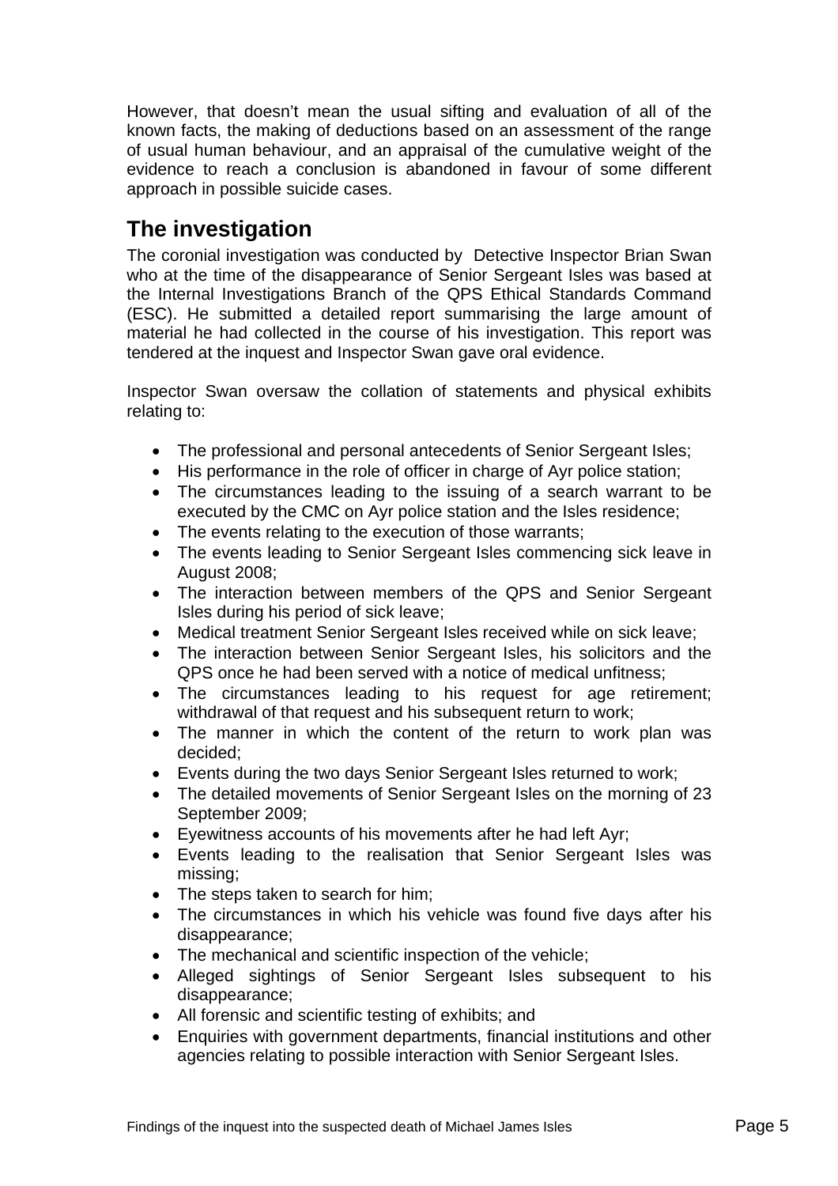However, that doesn't mean the usual sifting and evaluation of all of the known facts, the making of deductions based on an assessment of the range of usual human behaviour, and an appraisal of the cumulative weight of the evidence to reach a conclusion is abandoned in favour of some different approach in possible suicide cases.

## The investigation

The coronial investigation was conducted by Detective Inspector Brian Swan who at the time of the disappearance of Senior Sergeant Isles was based at the Internal Investigations Branch of the QPS Ethical Standards Command (ESC). He submitted a detailed report summarising the large amount of material he had collected in the course of his investigation. This report was tendered at the inquest and Inspector Swan gave oral evidence.

Inspector Swan oversaw the collation of statements and physical exhibits relating to:

- The professional and personal antecedents of Senior Sergeant Isles;
- His performance in the role of officer in charge of Ayr police station;
- The circumstances leading to the issuing of a search warrant to be executed by the CMC on Ayr police station and the Isles residence;
- The events relating to the execution of those warrants;
- The events leading to Senior Sergeant Isles commencing sick leave in August 2008;
- The interaction between members of the QPS and Senior Sergeant Isles during his period of sick leave;
- Medical treatment Senior Sergeant Isles received while on sick leave;
- The interaction between Senior Sergeant Isles, his solicitors and the QPS once he had been served with a notice of medical unfitness;
- The circumstances leading to his request for age retirement; withdrawal of that request and his subsequent return to work;
- The manner in which the content of the return to work plan was decided;
- Events during the two days Senior Sergeant Isles returned to work;
- The detailed movements of Senior Sergeant Isles on the morning of 23 September 2009;
- Eyewitness accounts of his movements after he had left Ayr;
- Events leading to the realisation that Senior Sergeant Isles was missing;
- The steps taken to search for him;
- The circumstances in which his vehicle was found five days after his disappearance;
- The mechanical and scientific inspection of the vehicle;
- Alleged sightings of Senior Sergeant Isles subsequent to his disappearance;
- All forensic and scientific testing of exhibits; and
- Enquiries with government departments, financial institutions and other agencies relating to possible interaction with Senior Sergeant Isles.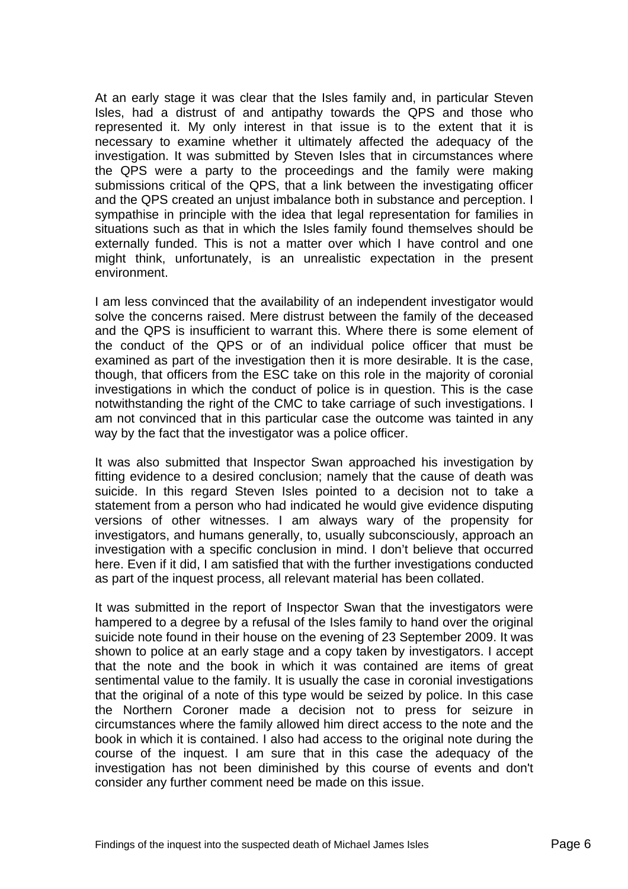At an early stage it was clear that the Isles family and, in particular Steven Isles, had a distrust of and antipathy towards the QPS and those who represented it. My only interest in that issue is to the extent that it is necessary to examine whether it ultimately affected the adequacy of the investigation. It was submitted by Steven Isles that in circumstances where the QPS were a party to the proceedings and the family were making submissions critical of the QPS, that a link between the investigating officer and the QPS created an unjust imbalance both in substance and perception. I sympathise in principle with the idea that legal representation for families in situations such as that in which the Isles family found themselves should be externally funded. This is not a matter over which I have control and one might think, unfortunately, is an unrealistic expectation in the present environment.

I am less convinced that the availability of an independent investigator would solve the concerns raised. Mere distrust between the family of the deceased and the QPS is insufficient to warrant this. Where there is some element of the conduct of the QPS or of an individual police officer that must be examined as part of the investigation then it is more desirable. It is the case, though, that officers from the ESC take on this role in the majority of coronial investigations in which the conduct of police is in question. This is the case notwithstanding the right of the CMC to take carriage of such investigations. I am not convinced that in this particular case the outcome was tainted in any way by the fact that the investigator was a police officer.

It was also submitted that Inspector Swan approached his investigation by fitting evidence to a desired conclusion; namely that the cause of death was suicide. In this regard Steven Isles pointed to a decision not to take a statement from a person who had indicated he would give evidence disputing versions of other witnesses. I am always wary of the propensity for investigators, and humans generally, to, usually subconsciously, approach an investigation with a specific conclusion in mind. I don't believe that occurred here. Even if it did, I am satisfied that with the further investigations conducted as part of the inquest process, all relevant material has been collated.

It was submitted in the report of Inspector Swan that the investigators were hampered to a degree by a refusal of the Isles family to hand over the original suicide note found in their house on the evening of 23 September 2009. It was shown to police at an early stage and a copy taken by investigators. I accept that the note and the book in which it was contained are items of great sentimental value to the family. It is usually the case in coronial investigations that the original of a note of this type would be seized by police. In this case the Northern Coroner made a decision not to press for seizure in circumstances where the family allowed him direct access to the note and the book in which it is contained. I also had access to the original note during the course of the inquest. I am sure that in this case the adequacy of the investigation has not been diminished by this course of events and don't consider any further comment need be made on this issue.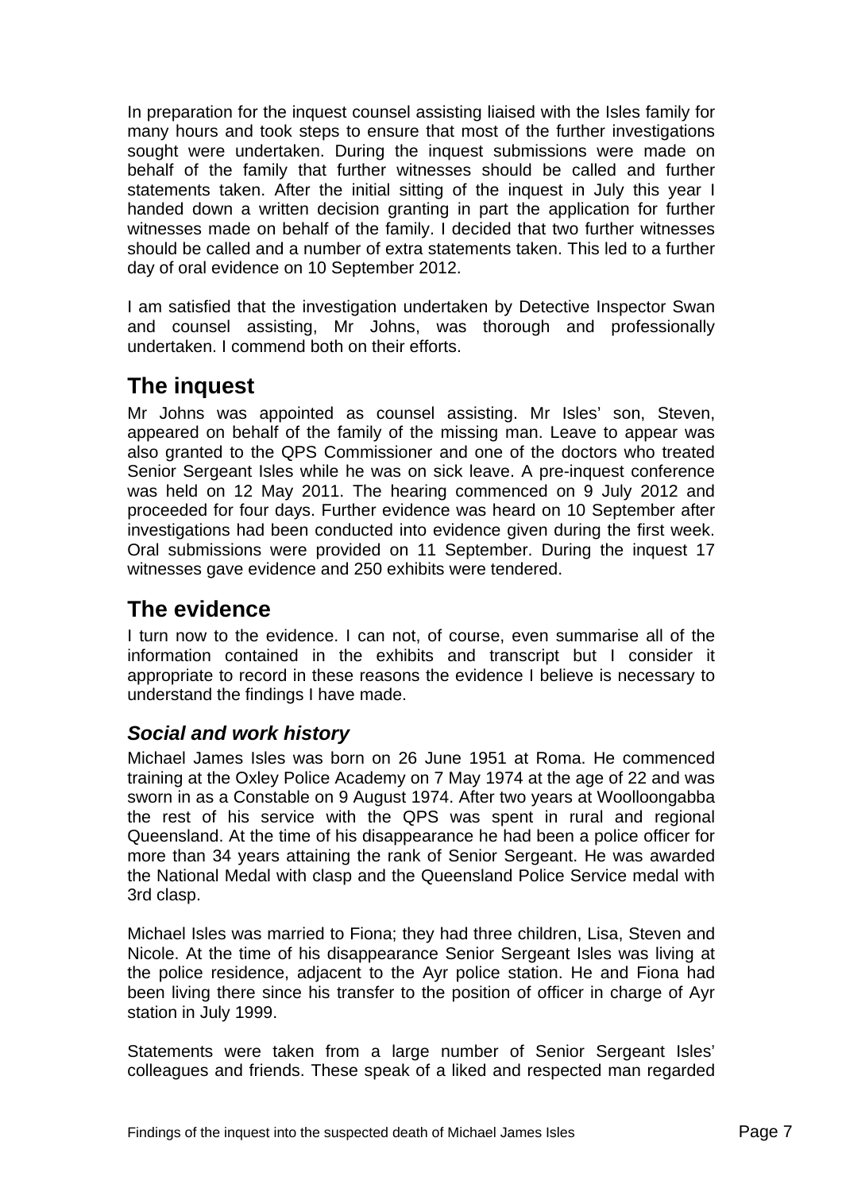In preparation for the inquest counsel assisting liaised with the Isles family for many hours and took steps to ensure that most of the further investigations sought were undertaken. During the inquest submissions were made on behalf of the family that further witnesses should be called and further statements taken. After the initial sitting of the inquest in July this year I handed down a written decision granting in part the application for further witnesses made on behalf of the family. I decided that two further witnesses should be called and a number of extra statements taken. This led to a further day of oral evidence on 10 September 2012.

I am satisfied that the investigation undertaken by Detective Inspector Swan and counsel assisting, Mr Johns, was thorough and professionally undertaken. I commend both on their efforts.

## The inquest

Mr Johns was appointed as counsel assisting. Mr Isles' son, Steven, appeared on behalf of the family of the missing man. Leave to appear was also granted to the QPS Commissioner and one of the doctors who treated Senior Sergeant Isles while he was on sick leave. A pre-inquest conference was held on 12 May 2011. The hearing commenced on 9 July 2012 and proceeded for four days. Further evidence was heard on 10 September after investigations had been conducted into evidence given during the first week. Oral submissions were provided on 11 September. During the inquest 17 witnesses gave evidence and 250 exhibits were tendered.

## The evidence

I turn now to the evidence. I can not, of course, even summarise all of the information contained in the exhibits and transcript but I consider it appropriate to record in these reasons the evidence I believe is necessary to understand the findings I have made.

### *Social and work history*

Michael James Isles was born on 26 June 1951 at Roma. He commenced training at the Oxley Police Academy on 7 May 1974 at the age of 22 and was sworn in as a Constable on 9 August 1974. After two years at Woolloongabba the rest of his service with the QPS was spent in rural and regional Queensland. At the time of his disappearance he had been a police officer for more than 34 years attaining the rank of Senior Sergeant. He was awarded the National Medal with clasp and the Queensland Police Service medal with 3rd clasp.

Michael Isles was married to Fiona; they had three children, Lisa, Steven and Nicole. At the time of his disappearance Senior Sergeant Isles was living at the police residence, adjacent to the Ayr police station. He and Fiona had been living there since his transfer to the position of officer in charge of Ayr station in July 1999.

Statements were taken from a large number of Senior Sergeant Isles' colleagues and friends. These speak of a liked and respected man regarded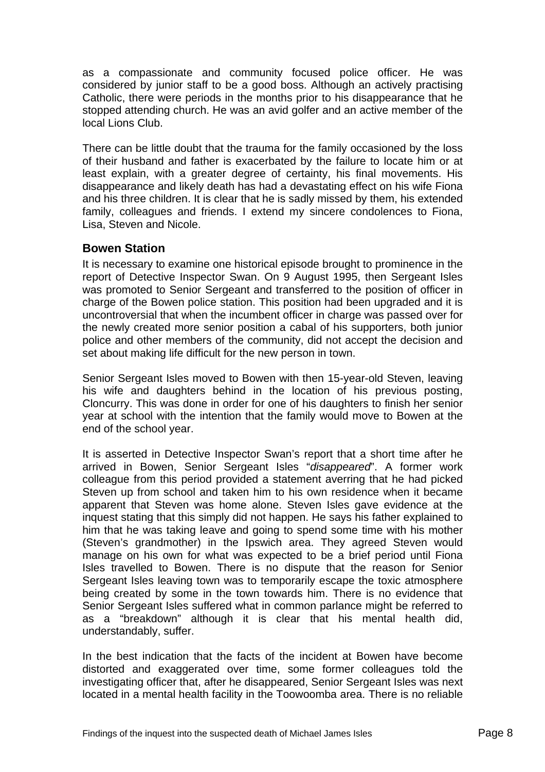as a compassionate and community focused police officer. He was considered by junior staff to be a good boss. Although an actively practising Catholic, there were periods in the months prior to his disappearance that he stopped attending church. He was an avid golfer and an active member of the local Lions Club.

There can be little doubt that the trauma for the family occasioned by the loss of their husband and father is exacerbated by the failure to locate him or at least explain, with a greater degree of certainty, his final movements. His disappearance and likely death has had a devastating effect on his wife Fiona and his three children. It is clear that he is sadly missed by them, his extended family, colleagues and friends. I extend my sincere condolences to Fiona, Lisa, Steven and Nicole.

## Bowen Station

It is necessary to examine one historical episode brought to prominence in the report of Detective Inspector Swan. On 9 August 1995, then Sergeant Isles was promoted to Senior Sergeant and transferred to the position of officer in charge of the Bowen police station. This position had been upgraded and it is uncontroversial that when the incumbent officer in charge was passed over for the newly created more senior position a cabal of his supporters, both junior police and other members of the community, did not accept the decision and set about making life difficult for the new person in town.

Senior Sergeant Isles moved to Bowen with then 15-year-old Steven, leaving his wife and daughters behind in the location of his previous posting, Cloncurry. This was done in order for one of his daughters to finish her senior year at school with the intention that the family would move to Bowen at the end of the school year.

It is asserted in Detective Inspector Swan's report that a short time after he arrived in Bowen, Senior Sergeant Isles "*disappeared*". A former work colleague from this period provided a statement averring that he had picked Steven up from school and taken him to his own residence when it became apparent that Steven was home alone. Steven Isles gave evidence at the inquest stating that this simply did not happen. He says his father explained to him that he was taking leave and going to spend some time with his mother (Steven's grandmother) in the Ipswich area. They agreed Steven would manage on his own for what was expected to be a brief period until Fiona Isles travelled to Bowen. There is no dispute that the reason for Senior Sergeant Isles leaving town was to temporarily escape the toxic atmosphere being created by some in the town towards him. There is no evidence that Senior Sergeant Isles suffered what in common parlance might be referred to as a "breakdown" although it is clear that his mental health did, understandably, suffer.

In the best indication that the facts of the incident at Bowen have become distorted and exaggerated over time, some former colleagues told the investigating officer that, after he disappeared, Senior Sergeant Isles was next located in a mental health facility in the Toowoomba area. There is no reliable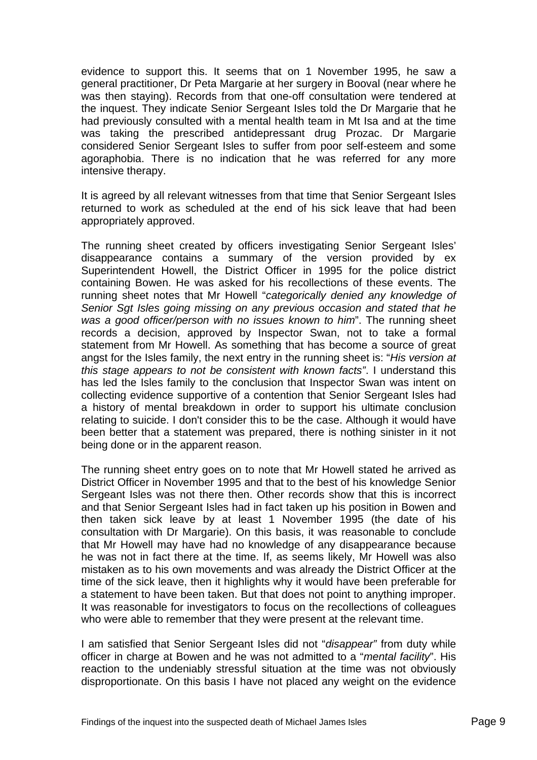evidence to support this. It seems that on 1 November 1995, he saw a general practitioner, Dr Peta Margarie at her surgery in Booval (near where he was then staying). Records from that one-off consultation were tendered at the inquest. They indicate Senior Sergeant Isles told the Dr Margarie that he had previously consulted with a mental health team in Mt Isa and at the time was taking the prescribed antidepressant drug Prozac. Dr Margarie considered Senior Sergeant Isles to suffer from poor self-esteem and some agoraphobia. There is no indication that he was referred for any more intensive therapy.

It is agreed by all relevant witnesses from that time that Senior Sergeant Isles returned to work as scheduled at the end of his sick leave that had been appropriately approved.

The running sheet created by officers investigating Senior Sergeant Isles' disappearance contains a summary of the version provided by ex Superintendent Howell, the District Officer in 1995 for the police district containing Bowen. He was asked for his recollections of these events. The running sheet notes that Mr Howell "*categorically denied any knowledge of Senior Sgt Isles going missing on any previous occasion and stated that he was a good officer/person with no issues known to him*". The running sheet records a decision, approved by Inspector Swan, not to take a formal statement from Mr Howell. As something that has become a source of great angst for the Isles family, the next entry in the running sheet is: "*His version at this stage appears to not be consistent with known facts"*. I understand this has led the Isles family to the conclusion that Inspector Swan was intent on collecting evidence supportive of a contention that Senior Sergeant Isles had a history of mental breakdown in order to support his ultimate conclusion relating to suicide. I don't consider this to be the case. Although it would have been better that a statement was prepared, there is nothing sinister in it not being done or in the apparent reason.

The running sheet entry goes on to note that Mr Howell stated he arrived as District Officer in November 1995 and that to the best of his knowledge Senior Sergeant Isles was not there then. Other records show that this is incorrect and that Senior Sergeant Isles had in fact taken up his position in Bowen and then taken sick leave by at least 1 November 1995 (the date of his consultation with Dr Margarie). On this basis, it was reasonable to conclude that Mr Howell may have had no knowledge of any disappearance because he was not in fact there at the time. If, as seems likely, Mr Howell was also mistaken as to his own movements and was already the District Officer at the time of the sick leave, then it highlights why it would have been preferable for a statement to have been taken. But that does not point to anything improper. It was reasonable for investigators to focus on the recollections of colleagues who were able to remember that they were present at the relevant time.

I am satisfied that Senior Sergeant Isles did not "*disappear"* from duty while officer in charge at Bowen and he was not admitted to a "*mental facility*". His reaction to the undeniably stressful situation at the time was not obviously disproportionate. On this basis I have not placed any weight on the evidence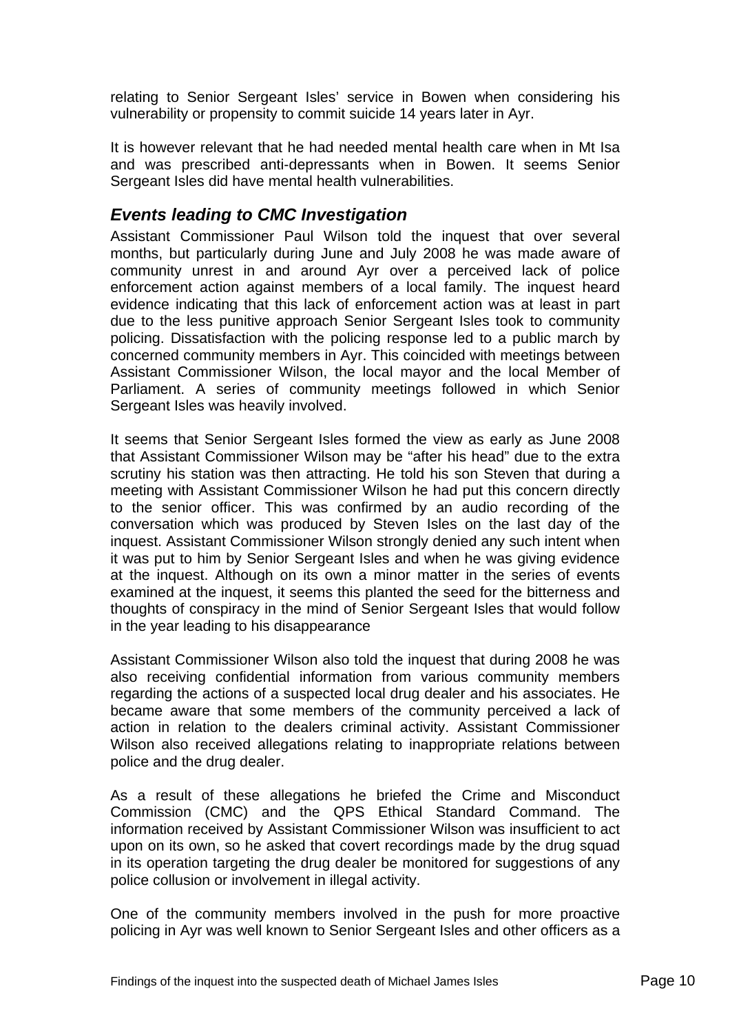relating to Senior Sergeant Isles' service in Bowen when considering his vulnerability or propensity to commit suicide 14 years later in Ayr.

It is however relevant that he had needed mental health care when in Mt Isa and was prescribed anti-depressants when in Bowen. It seems Senior Sergeant Isles did have mental health vulnerabilities.

## *Events leading to CMC Investigation*

Assistant Commissioner Paul Wilson told the inquest that over several months, but particularly during June and July 2008 he was made aware of community unrest in and around Ayr over a perceived lack of police enforcement action against members of a local family. The inquest heard evidence indicating that this lack of enforcement action was at least in part due to the less punitive approach Senior Sergeant Isles took to community policing. Dissatisfaction with the policing response led to a public march by concerned community members in Ayr. This coincided with meetings between Assistant Commissioner Wilson, the local mayor and the local Member of Parliament. A series of community meetings followed in which Senior Sergeant Isles was heavily involved.

It seems that Senior Sergeant Isles formed the view as early as June 2008 that Assistant Commissioner Wilson may be "after his head" due to the extra scrutiny his station was then attracting. He told his son Steven that during a meeting with Assistant Commissioner Wilson he had put this concern directly to the senior officer. This was confirmed by an audio recording of the conversation which was produced by Steven Isles on the last day of the inquest. Assistant Commissioner Wilson strongly denied any such intent when it was put to him by Senior Sergeant Isles and when he was giving evidence at the inquest. Although on its own a minor matter in the series of events examined at the inquest, it seems this planted the seed for the bitterness and thoughts of conspiracy in the mind of Senior Sergeant Isles that would follow in the year leading to his disappearance

Assistant Commissioner Wilson also told the inquest that during 2008 he was also receiving confidential information from various community members regarding the actions of a suspected local drug dealer and his associates. He became aware that some members of the community perceived a lack of action in relation to the dealers criminal activity. Assistant Commissioner Wilson also received allegations relating to inappropriate relations between police and the drug dealer.

As a result of these allegations he briefed the Crime and Misconduct Commission (CMC) and the QPS Ethical Standard Command. The information received by Assistant Commissioner Wilson was insufficient to act upon on its own, so he asked that covert recordings made by the drug squad in its operation targeting the drug dealer be monitored for suggestions of any police collusion or involvement in illegal activity.

One of the community members involved in the push for more proactive policing in Ayr was well known to Senior Sergeant Isles and other officers as a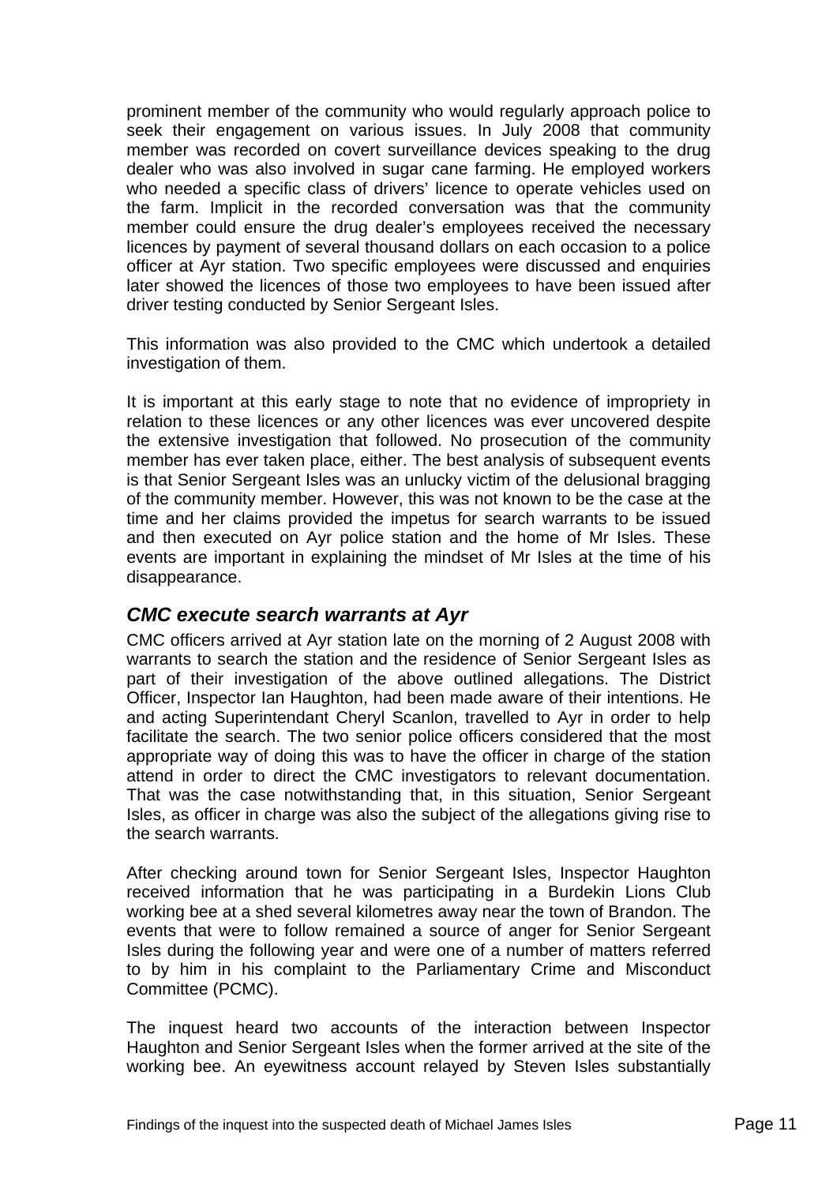prominent member of the community who would regularly approach police to seek their engagement on various issues. In July 2008 that community member was recorded on covert surveillance devices speaking to the drug dealer who was also involved in sugar cane farming. He employed workers who needed a specific class of drivers' licence to operate vehicles used on the farm. Implicit in the recorded conversation was that the community member could ensure the drug dealer's employees received the necessary licences by payment of several thousand dollars on each occasion to a police officer at Ayr station. Two specific employees were discussed and enquiries later showed the licences of those two employees to have been issued after driver testing conducted by Senior Sergeant Isles.

This information was also provided to the CMC which undertook a detailed investigation of them.

It is important at this early stage to note that no evidence of impropriety in relation to these licences or any other licences was ever uncovered despite the extensive investigation that followed. No prosecution of the community member has ever taken place, either. The best analysis of subsequent events is that Senior Sergeant Isles was an unlucky victim of the delusional bragging of the community member. However, this was not known to be the case at the time and her claims provided the impetus for search warrants to be issued and then executed on Ayr police station and the home of Mr Isles. These events are important in explaining the mindset of Mr Isles at the time of his disappearance.

### *CMC execute search warrants at Ayr*

CMC officers arrived at Ayr station late on the morning of 2 August 2008 with warrants to search the station and the residence of Senior Sergeant Isles as part of their investigation of the above outlined allegations. The District Officer, Inspector Ian Haughton, had been made aware of their intentions. He and acting Superintendant Cheryl Scanlon, travelled to Ayr in order to help facilitate the search. The two senior police officers considered that the most appropriate way of doing this was to have the officer in charge of the station attend in order to direct the CMC investigators to relevant documentation. That was the case notwithstanding that, in this situation, Senior Sergeant Isles, as officer in charge was also the subject of the allegations giving rise to the search warrants.

After checking around town for Senior Sergeant Isles, Inspector Haughton received information that he was participating in a Burdekin Lions Club working bee at a shed several kilometres away near the town of Brandon. The events that were to follow remained a source of anger for Senior Sergeant Isles during the following year and were one of a number of matters referred to by him in his complaint to the Parliamentary Crime and Misconduct Committee (PCMC).

The inquest heard two accounts of the interaction between Inspector Haughton and Senior Sergeant Isles when the former arrived at the site of the working bee. An eyewitness account relayed by Steven Isles substantially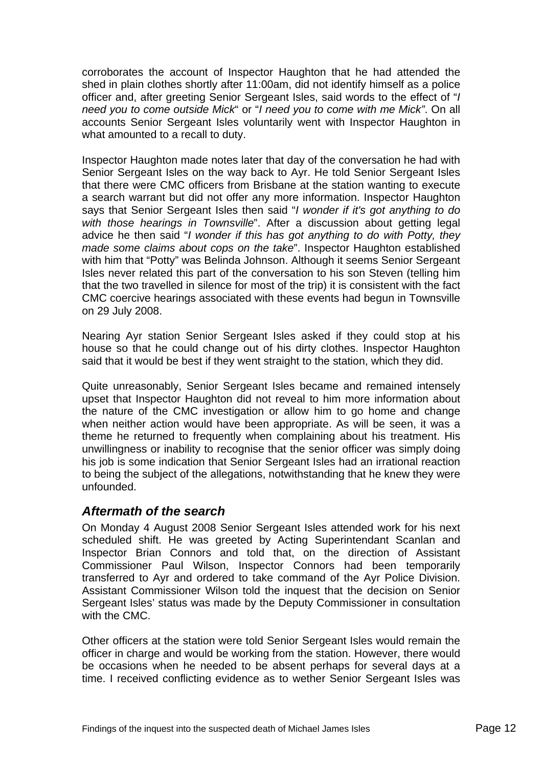corroborates the account of Inspector Haughton that he had attended the shed in plain clothes shortly after 11:00am, did not identify himself as a police officer and, after greeting Senior Sergeant Isles, said words to the effect of "*I need you to come outside Mick*" or "*I need you to come with me Mick"*. On all accounts Senior Sergeant Isles voluntarily went with Inspector Haughton in what amounted to a recall to duty.

Inspector Haughton made notes later that day of the conversation he had with Senior Sergeant Isles on the way back to Ayr. He told Senior Sergeant Isles that there were CMC officers from Brisbane at the station wanting to execute a search warrant but did not offer any more information. Inspector Haughton says that Senior Sergeant Isles then said "*I wonder if it's got anything to do with those hearings in Townsville*". After a discussion about getting legal advice he then said "*I wonder if this has got anything to do with Potty, they made some claims about cops on the take*". Inspector Haughton established with him that "Potty" was Belinda Johnson. Although it seems Senior Sergeant Isles never related this part of the conversation to his son Steven (telling him that the two travelled in silence for most of the trip) it is consistent with the fact CMC coercive hearings associated with these events had begun in Townsville on 29 July 2008.

Nearing Ayr station Senior Sergeant Isles asked if they could stop at his house so that he could change out of his dirty clothes. Inspector Haughton said that it would be best if they went straight to the station, which they did.

Quite unreasonably, Senior Sergeant Isles became and remained intensely upset that Inspector Haughton did not reveal to him more information about the nature of the CMC investigation or allow him to go home and change when neither action would have been appropriate. As will be seen, it was a theme he returned to frequently when complaining about his treatment. His unwillingness or inability to recognise that the senior officer was simply doing his job is some indication that Senior Sergeant Isles had an irrational reaction to being the subject of the allegations, notwithstanding that he knew they were unfounded.

## *Aftermath of the search*

On Monday 4 August 2008 Senior Sergeant Isles attended work for his next scheduled shift. He was greeted by Acting Superintendant Scanlan and Inspector Brian Connors and told that, on the direction of Assistant Commissioner Paul Wilson, Inspector Connors had been temporarily transferred to Ayr and ordered to take command of the Ayr Police Division. Assistant Commissioner Wilson told the inquest that the decision on Senior Sergeant Isles' status was made by the Deputy Commissioner in consultation with the CMC.

Other officers at the station were told Senior Sergeant Isles would remain the officer in charge and would be working from the station. However, there would be occasions when he needed to be absent perhaps for several days at a time. I received conflicting evidence as to wether Senior Sergeant Isles was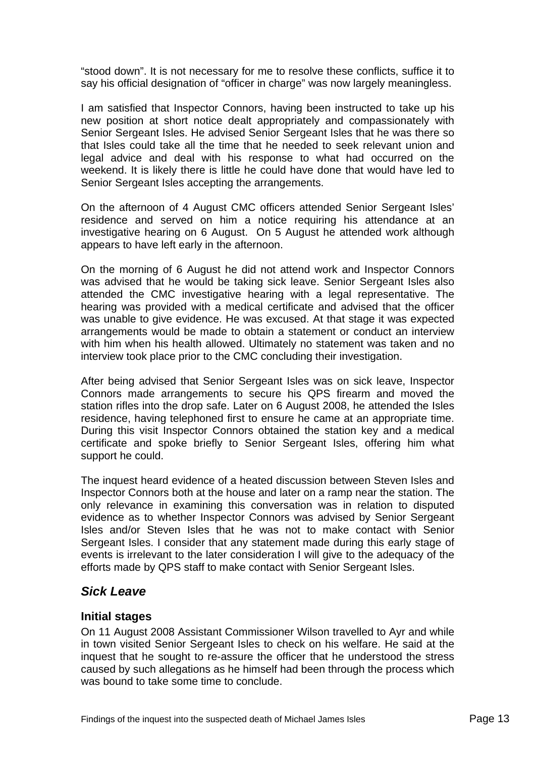"stood down". It is not necessary for me to resolve these conflicts, suffice it to say his official designation of "officer in charge" was now largely meaningless.

I am satisfied that Inspector Connors, having been instructed to take up his new position at short notice dealt appropriately and compassionately with Senior Sergeant Isles. He advised Senior Sergeant Isles that he was there so that Isles could take all the time that he needed to seek relevant union and legal advice and deal with his response to what had occurred on the weekend. It is likely there is little he could have done that would have led to Senior Sergeant Isles accepting the arrangements.

On the afternoon of 4 August CMC officers attended Senior Sergeant Isles' residence and served on him a notice requiring his attendance at an investigative hearing on 6 August. On 5 August he attended work although appears to have left early in the afternoon.

On the morning of 6 August he did not attend work and Inspector Connors was advised that he would be taking sick leave. Senior Sergeant Isles also attended the CMC investigative hearing with a legal representative. The hearing was provided with a medical certificate and advised that the officer was unable to give evidence. He was excused. At that stage it was expected arrangements would be made to obtain a statement or conduct an interview with him when his health allowed. Ultimately no statement was taken and no interview took place prior to the CMC concluding their investigation.

After being advised that Senior Sergeant Isles was on sick leave, Inspector Connors made arrangements to secure his QPS firearm and moved the station rifles into the drop safe. Later on 6 August 2008, he attended the Isles residence, having telephoned first to ensure he came at an appropriate time. During this visit Inspector Connors obtained the station key and a medical certificate and spoke briefly to Senior Sergeant Isles, offering him what support he could.

The inquest heard evidence of a heated discussion between Steven Isles and Inspector Connors both at the house and later on a ramp near the station. The only relevance in examining this conversation was in relation to disputed evidence as to whether Inspector Connors was advised by Senior Sergeant Isles and/or Steven Isles that he was not to make contact with Senior Sergeant Isles. I consider that any statement made during this early stage of events is irrelevant to the later consideration I will give to the adequacy of the efforts made by QPS staff to make contact with Senior Sergeant Isles.

## *Sick Leave*

### Initial stages

On 11 August 2008 Assistant Commissioner Wilson travelled to Ayr and while in town visited Senior Sergeant Isles to check on his welfare. He said at the inquest that he sought to re-assure the officer that he understood the stress caused by such allegations as he himself had been through the process which was bound to take some time to conclude.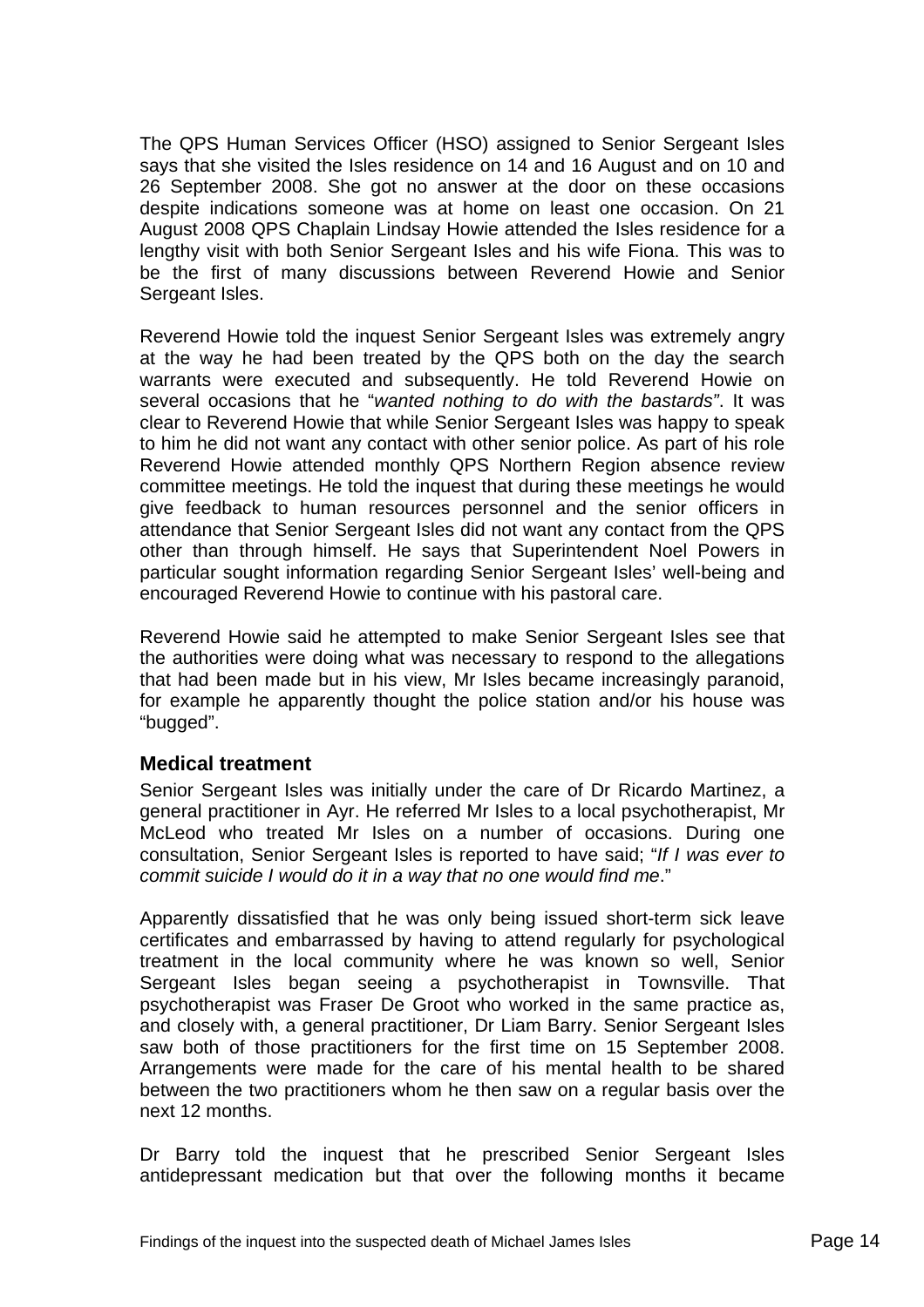The QPS Human Services Officer (HSO) assigned to Senior Sergeant Isles says that she visited the Isles residence on 14 and 16 August and on 10 and 26 September 2008. She got no answer at the door on these occasions despite indications someone was at home on least one occasion. On 21 August 2008 QPS Chaplain Lindsay Howie attended the Isles residence for a lengthy visit with both Senior Sergeant Isles and his wife Fiona. This was to be the first of many discussions between Reverend Howie and Senior Sergeant Isles.

Reverend Howie told the inquest Senior Sergeant Isles was extremely angry at the way he had been treated by the QPS both on the day the search warrants were executed and subsequently. He told Reverend Howie on several occasions that he "*wanted nothing to do with the bastards*". It was clear to Reverend Howie that while Senior Sergeant Isles was happy to speak to him he did not want any contact with other senior police. As part of his role Reverend Howie attended monthly QPS Northern Region absence review committee meetings. He told the inquest that during these meetings he would give feedback to human resources personnel and the senior officers in attendance that Senior Sergeant Isles did not want any contact from the QPS other than through himself. He says that Superintendent Noel Powers in particular sought information regarding Senior Sergeant Isles' well-being and encouraged Reverend Howie to continue with his pastoral care.

Reverend Howie said he attempted to make Senior Sergeant Isles see that the authorities were doing what was necessary to respond to the allegations that had been made but in his view, Mr Isles became increasingly paranoid, for example he apparently thought the police station and/or his house was "bugged".

### Medical treatment

Senior Sergeant Isles was initially under the care of Dr Ricardo Martinez, a general practitioner in Ayr. He referred Mr Isles to a local psychotherapist, Mr McLeod who treated Mr Isles on a number of occasions. During one consultation, Senior Sergeant Isles is reported to have said; "*If I was ever to commit suicide I would do it in a way that no one would find me*."

Apparently dissatisfied that he was only being issued short-term sick leave certificates and embarrassed by having to attend regularly for psychological treatment in the local community where he was known so well, Senior Sergeant Isles began seeing a psychotherapist in Townsville. That psychotherapist was Fraser De Groot who worked in the same practice as, and closely with, a general practitioner, Dr Liam Barry. Senior Sergeant Isles saw both of those practitioners for the first time on 15 September 2008. Arrangements were made for the care of his mental health to be shared between the two practitioners whom he then saw on a regular basis over the next 12 months.

Dr Barry told the inquest that he prescribed Senior Sergeant Isles antidepressant medication but that over the following months it became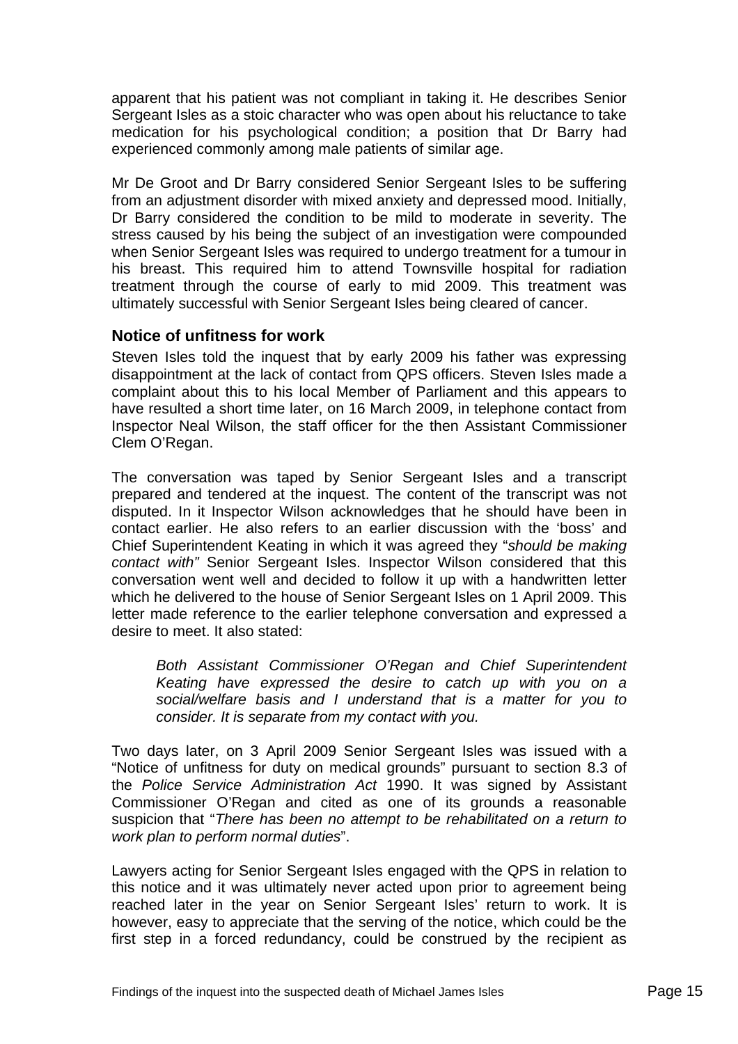apparent that his patient was not compliant in taking it. He describes Senior Sergeant Isles as a stoic character who was open about his reluctance to take medication for his psychological condition; a position that Dr Barry had experienced commonly among male patients of similar age.

Mr De Groot and Dr Barry considered Senior Sergeant Isles to be suffering from an adjustment disorder with mixed anxiety and depressed mood. Initially, Dr Barry considered the condition to be mild to moderate in severity. The stress caused by his being the subject of an investigation were compounded when Senior Sergeant Isles was required to undergo treatment for a tumour in his breast. This required him to attend Townsville hospital for radiation treatment through the course of early to mid 2009. This treatment was ultimately successful with Senior Sergeant Isles being cleared of cancer.

### Notice of unfitness for work

Steven Isles told the inquest that by early 2009 his father was expressing disappointment at the lack of contact from QPS officers. Steven Isles made a complaint about this to his local Member of Parliament and this appears to have resulted a short time later, on 16 March 2009, in telephone contact from Inspector Neal Wilson, the staff officer for the then Assistant Commissioner Clem O'Regan.

The conversation was taped by Senior Sergeant Isles and a transcript prepared and tendered at the inquest. The content of the transcript was not disputed. In it Inspector Wilson acknowledges that he should have been in contact earlier. He also refers to an earlier discussion with the 'boss' and Chief Superintendent Keating in which it was agreed they "*should be making contact with"* Senior Sergeant Isles. Inspector Wilson considered that this conversation went well and decided to follow it up with a handwritten letter which he delivered to the house of Senior Sergeant Isles on 1 April 2009. This letter made reference to the earlier telephone conversation and expressed a desire to meet. It also stated:

> *Both Assistant Commissioner O'Regan and Chief Superintendent Keating have expressed the desire to catch up with you on a social/welfare basis and I understand that is a matter for you to consider. It is separate from my contact with you.*

Two days later, on 3 April 2009 Senior Sergeant Isles was issued with a "Notice of unfitness for duty on medical grounds" pursuant to section 8.3 of the *Police Service Administration Act* 1990. It was signed by Assistant Commissioner O'Regan and cited as one of its grounds a reasonable suspicion that "*There has been no attempt to be rehabilitated on a return to work plan to perform normal duties*".

Lawyers acting for Senior Sergeant Isles engaged with the QPS in relation to this notice and it was ultimately never acted upon prior to agreement being reached later in the year on Senior Sergeant Isles' return to work. It is however, easy to appreciate that the serving of the notice, which could be the first step in a forced redundancy, could be construed by the recipient as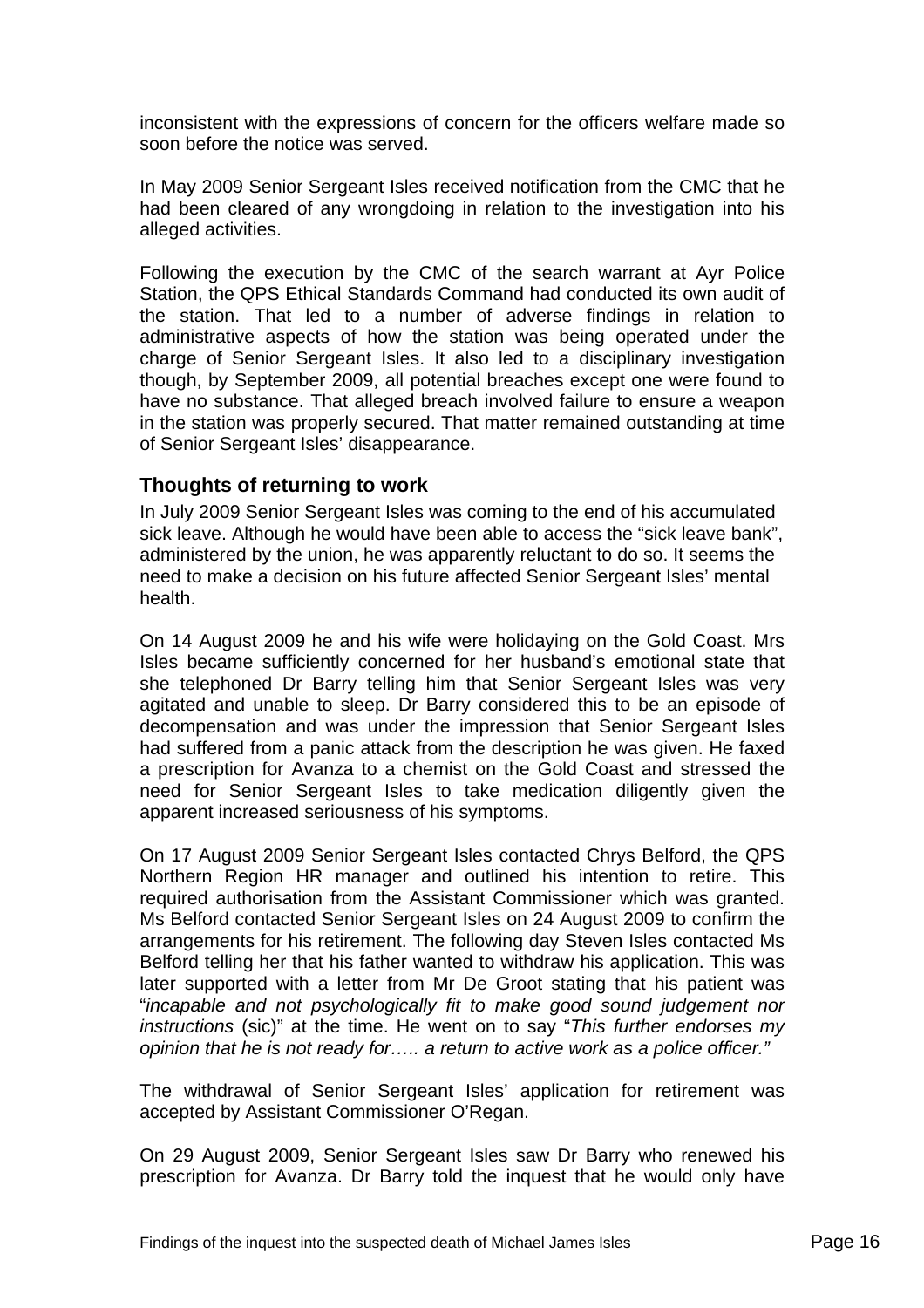inconsistent with the expressions of concern for the officers welfare made so soon before the notice was served.

In May 2009 Senior Sergeant Isles received notification from the CMC that he had been cleared of any wrongdoing in relation to the investigation into his alleged activities.

Following the execution by the CMC of the search warrant at Ayr Police Station, the QPS Ethical Standards Command had conducted its own audit of the station. That led to a number of adverse findings in relation to administrative aspects of how the station was being operated under the charge of Senior Sergeant Isles. It also led to a disciplinary investigation though, by September 2009, all potential breaches except one were found to have no substance. That alleged breach involved failure to ensure a weapon in the station was properly secured. That matter remained outstanding at time of Senior Sergeant Isles' disappearance.

### Thoughts of returning to work

In July 2009 Senior Sergeant Isles was coming to the end of his accumulated sick leave. Although he would have been able to access the "sick leave bank", administered by the union, he was apparently reluctant to do so. It seems the need to make a decision on his future affected Senior Sergeant Isles' mental health.

On 14 August 2009 he and his wife were holidaying on the Gold Coast. Mrs Isles became sufficiently concerned for her husband's emotional state that she telephoned Dr Barry telling him that Senior Sergeant Isles was very agitated and unable to sleep. Dr Barry considered this to be an episode of decompensation and was under the impression that Senior Sergeant Isles had suffered from a panic attack from the description he was given. He faxed a prescription for Avanza to a chemist on the Gold Coast and stressed the need for Senior Sergeant Isles to take medication diligently given the apparent increased seriousness of his symptoms.

On 17 August 2009 Senior Sergeant Isles contacted Chrys Belford, the QPS Northern Region HR manager and outlined his intention to retire. This required authorisation from the Assistant Commissioner which was granted. Ms Belford contacted Senior Sergeant Isles on 24 August 2009 to confirm the arrangements for his retirement. The following day Steven Isles contacted Ms Belford telling her that his father wanted to withdraw his application. This was later supported with a letter from Mr De Groot stating that his patient was "*incapable and not psychologically fit to make good sound judgement nor instructions* (sic)" at the time. He went on to say "*This further endorses my opinion that he is not ready for….. a return to active work as a police officer."*

The withdrawal of Senior Sergeant Isles' application for retirement was accepted by Assistant Commissioner O'Regan.

On 29 August 2009, Senior Sergeant Isles saw Dr Barry who renewed his prescription for Avanza. Dr Barry told the inquest that he would only have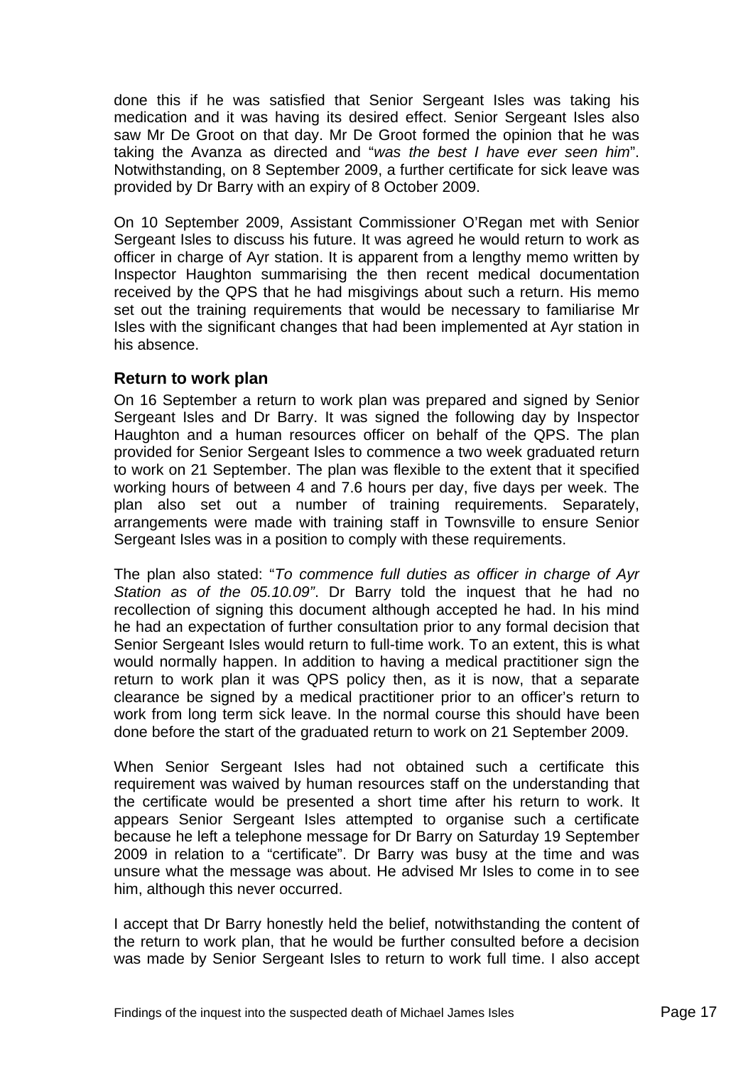done this if he was satisfied that Senior Sergeant Isles was taking his medication and it was having its desired effect. Senior Sergeant Isles also saw Mr De Groot on that day. Mr De Groot formed the opinion that he was taking the Avanza as directed and "*was the best I have ever seen him*". Notwithstanding, on 8 September 2009, a further certificate for sick leave was provided by Dr Barry with an expiry of 8 October 2009.

On 10 September 2009, Assistant Commissioner O'Regan met with Senior Sergeant Isles to discuss his future. It was agreed he would return to work as officer in charge of Ayr station. It is apparent from a lengthy memo written by Inspector Haughton summarising the then recent medical documentation received by the QPS that he had misgivings about such a return. His memo set out the training requirements that would be necessary to familiarise Mr Isles with the significant changes that had been implemented at Ayr station in his absence.

### Return to work plan

On 16 September a return to work plan was prepared and signed by Senior Sergeant Isles and Dr Barry. It was signed the following day by Inspector Haughton and a human resources officer on behalf of the QPS. The plan provided for Senior Sergeant Isles to commence a two week graduated return to work on 21 September. The plan was flexible to the extent that it specified working hours of between 4 and 7.6 hours per day, five days per week. The plan also set out a number of training requirements. Separately, arrangements were made with training staff in Townsville to ensure Senior Sergeant Isles was in a position to comply with these requirements.

The plan also stated: "*To commence full duties as officer in charge of Ayr Station as of the 05.10.09"*. Dr Barry told the inquest that he had no recollection of signing this document although accepted he had. In his mind he had an expectation of further consultation prior to any formal decision that Senior Sergeant Isles would return to full-time work. To an extent, this is what would normally happen. In addition to having a medical practitioner sign the return to work plan it was QPS policy then, as it is now, that a separate clearance be signed by a medical practitioner prior to an officer's return to work from long term sick leave. In the normal course this should have been done before the start of the graduated return to work on 21 September 2009.

When Senior Sergeant Isles had not obtained such a certificate this requirement was waived by human resources staff on the understanding that the certificate would be presented a short time after his return to work. It appears Senior Sergeant Isles attempted to organise such a certificate because he left a telephone message for Dr Barry on Saturday 19 September 2009 in relation to a "certificate". Dr Barry was busy at the time and was unsure what the message was about. He advised Mr Isles to come in to see him, although this never occurred.

I accept that Dr Barry honestly held the belief, notwithstanding the content of the return to work plan, that he would be further consulted before a decision was made by Senior Sergeant Isles to return to work full time. I also accept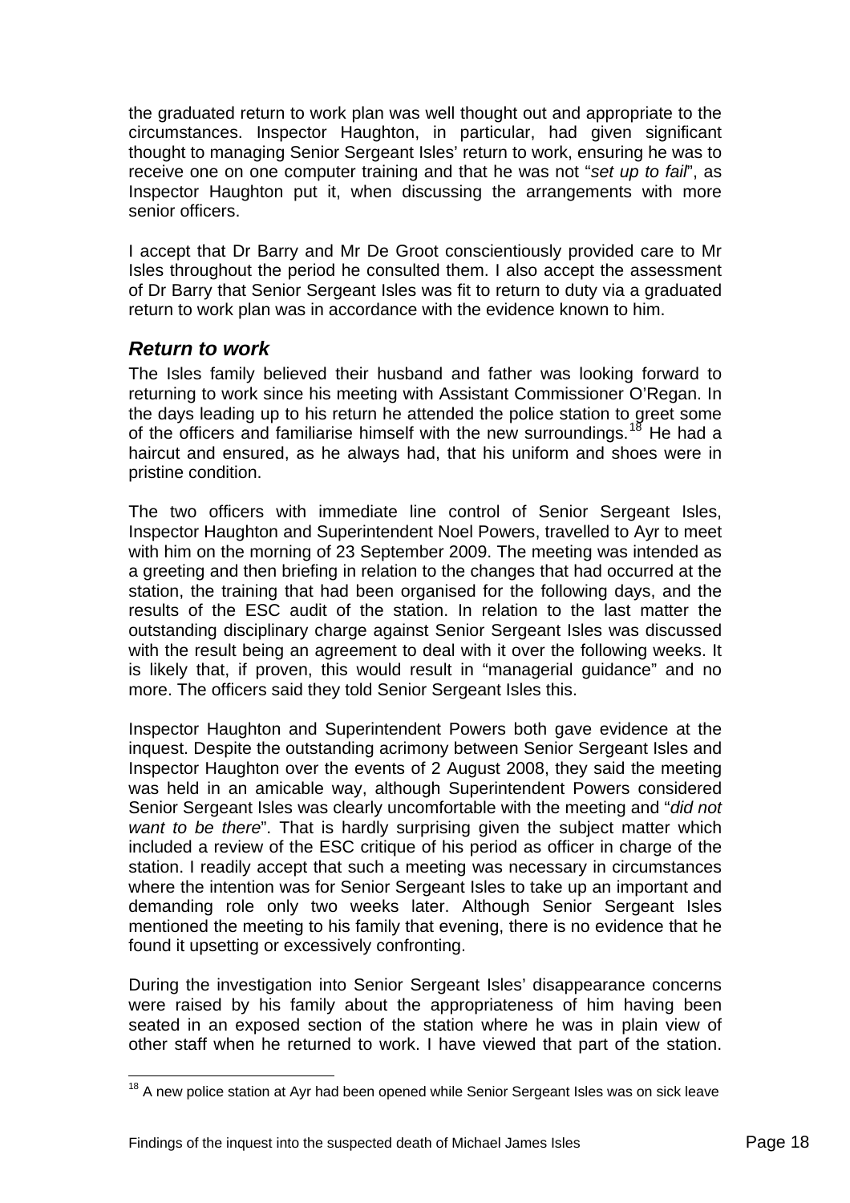the graduated return to work plan was well thought out and appropriate to the circumstances. Inspector Haughton, in particular, had given significant thought to managing Senior Sergeant Isles' return to work, ensuring he was to receive one on one computer training and that he was not "*set up to fail*", as Inspector Haughton put it, when discussing the arrangements with more senior officers.

I accept that Dr Barry and Mr De Groot conscientiously provided care to Mr Isles throughout the period he consulted them. I also accept the assessment of Dr Barry that Senior Sergeant Isles was fit to return to duty via a graduated return to work plan was in accordance with the evidence known to him.

## *Return to work*

The Isles family believed their husband and father was looking forward to returning to work since his meeting with Assistant Commissioner O'Regan. In the days leading up to his return he attended the police station to greet some of the officers and familiarise himself with the new surroundings.[18] He had a haircut and ensured, as he always had, that his uniform and shoes were in pristine condition.

The two officers with immediate line control of Senior Sergeant Isles, Inspector Haughton and Superintendent Noel Powers, travelled to Ayr to meet with him on the morning of 23 September 2009. The meeting was intended as a greeting and then briefing in relation to the changes that had occurred at the station, the training that had been organised for the following days, and the results of the ESC audit of the station. In relation to the last matter the outstanding disciplinary charge against Senior Sergeant Isles was discussed with the result being an agreement to deal with it over the following weeks. It is likely that, if proven, this would result in "managerial guidance" and no more. The officers said they told Senior Sergeant Isles this.

Inspector Haughton and Superintendent Powers both gave evidence at the inquest. Despite the outstanding acrimony between Senior Sergeant Isles and Inspector Haughton over the events of 2 August 2008, they said the meeting was held in an amicable way, although Superintendent Powers considered Senior Sergeant Isles was clearly uncomfortable with the meeting and "*did not want to be there*". That is hardly surprising given the subject matter which included a review of the ESC critique of his period as officer in charge of the station. I readily accept that such a meeting was necessary in circumstances where the intention was for Senior Sergeant Isles to take up an important and demanding role only two weeks later. Although Senior Sergeant Isles mentioned the meeting to his family that evening, there is no evidence that he found it upsetting or excessively confronting.

During the investigation into Senior Sergeant Isles' disappearance concerns were raised by his family about the appropriateness of him having been seated in an exposed section of the station where he was in plain view of other staff when he returned to work. I have viewed that part of the station.

---

[18] A new police station at Ayr had been opened while Senior Sergeant Isles was on sick leave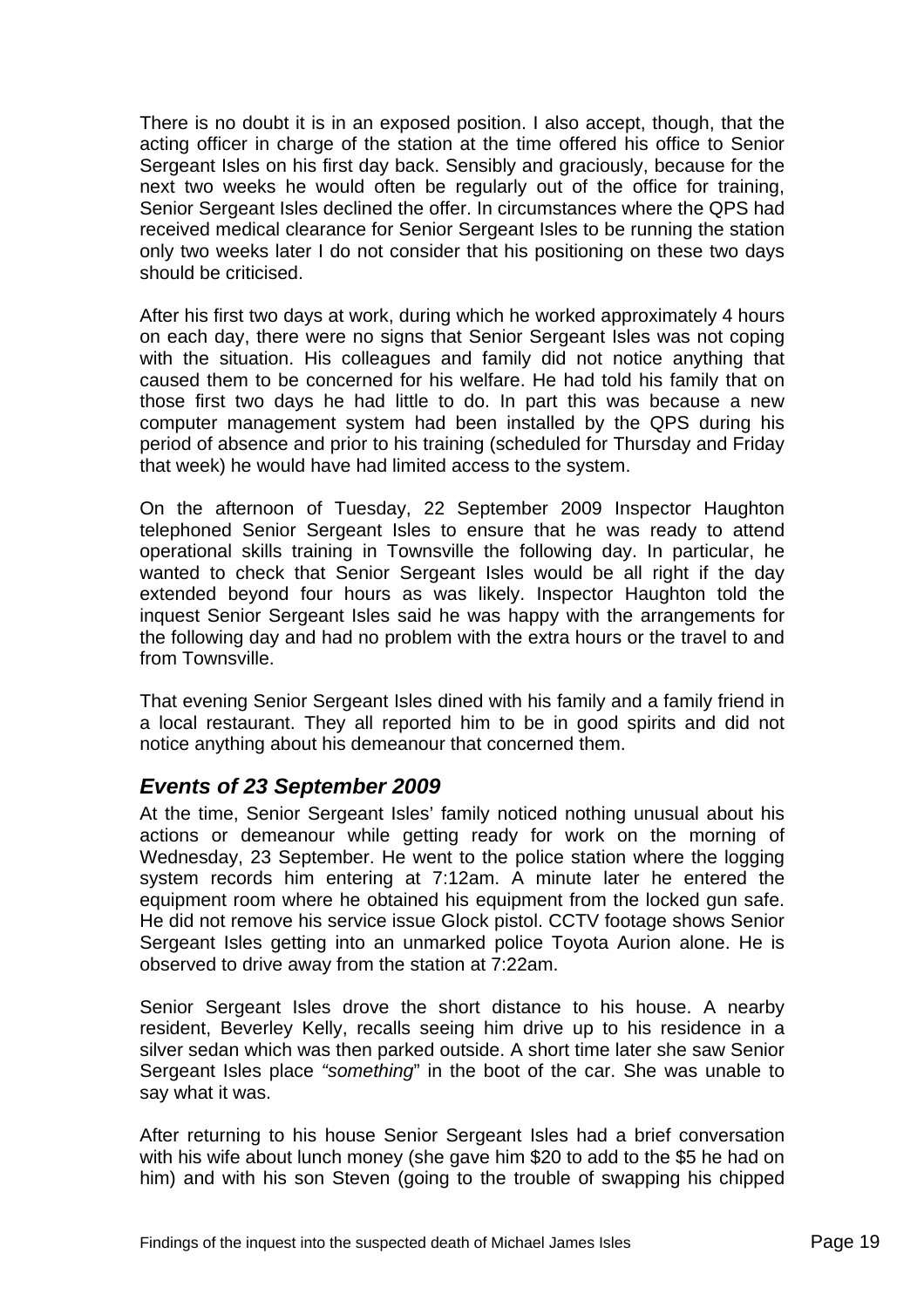There is no doubt it is in an exposed position. I also accept, though, that the acting officer in charge of the station at the time offered his office to Senior Sergeant Isles on his first day back. Sensibly and graciously, because for the next two weeks he would often be regularly out of the office for training, Senior Sergeant Isles declined the offer. In circumstances where the QPS had received medical clearance for Senior Sergeant Isles to be running the station only two weeks later I do not consider that his positioning on these two days should be criticised.

After his first two days at work, during which he worked approximately 4 hours on each day, there were no signs that Senior Sergeant Isles was not coping with the situation. His colleagues and family did not notice anything that caused them to be concerned for his welfare. He had told his family that on those first two days he had little to do. In part this was because a new computer management system had been installed by the QPS during his period of absence and prior to his training (scheduled for Thursday and Friday that week) he would have had limited access to the system.

On the afternoon of Tuesday, 22 September 2009 Inspector Haughton telephoned Senior Sergeant Isles to ensure that he was ready to attend operational skills training in Townsville the following day. In particular, he wanted to check that Senior Sergeant Isles would be all right if the day extended beyond four hours as was likely. Inspector Haughton told the inquest Senior Sergeant Isles said he was happy with the arrangements for the following day and had no problem with the extra hours or the travel to and from Townsville.

That evening Senior Sergeant Isles dined with his family and a family friend in a local restaurant. They all reported him to be in good spirits and did not notice anything about his demeanour that concerned them.

### *Events of 23 September 2009*

At the time, Senior Sergeant Isles' family noticed nothing unusual about his actions or demeanour while getting ready for work on the morning of Wednesday, 23 September. He went to the police station where the logging system records him entering at 7:12am. A minute later he entered the equipment room where he obtained his equipment from the locked gun safe. He did not remove his service issue Glock pistol. CCTV footage shows Senior Sergeant Isles getting into an unmarked police Toyota Aurion alone. He is observed to drive away from the station at 7:22am.

Senior Sergeant Isles drove the short distance to his house. A nearby resident, Beverley Kelly, recalls seeing him drive up to his residence in a silver sedan which was then parked outside. A short time later she saw Senior Sergeant Isles place *"something*" in the boot of the car. She was unable to say what it was.

After returning to his house Senior Sergeant Isles had a brief conversation with his wife about lunch money (she gave him $20 to add to the $5 he had on him) and with his son Steven (going to the trouble of swapping his chipped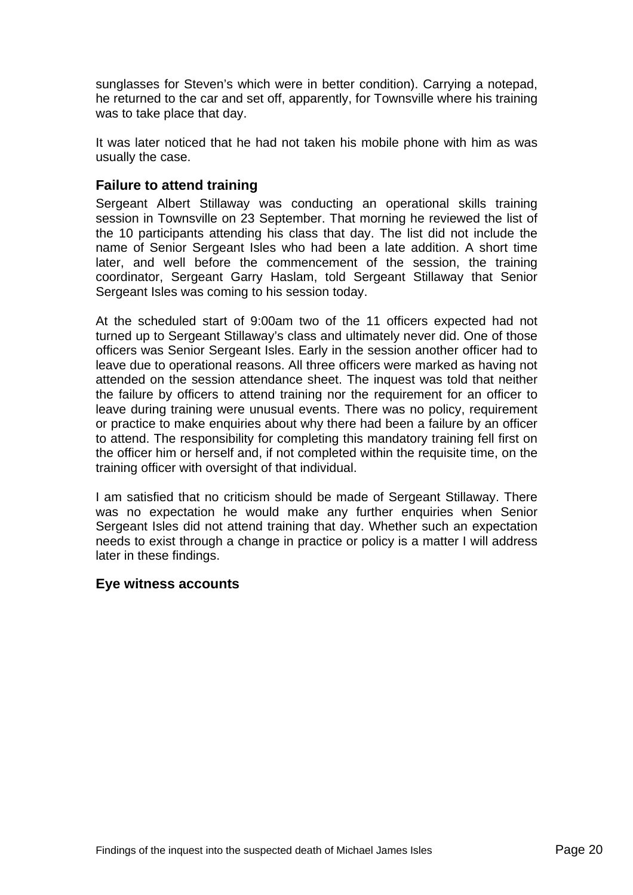sunglasses for Steven's which were in better condition). Carrying a notepad, he returned to the car and set off, apparently, for Townsville where his training was to take place that day.

It was later noticed that he had not taken his mobile phone with him as was usually the case.

### Failure to attend training

Sergeant Albert Stillaway was conducting an operational skills training session in Townsville on 23 September. That morning he reviewed the list of the 10 participants attending his class that day. The list did not include the name of Senior Sergeant Isles who had been a late addition. A short time later, and well before the commencement of the session, the training coordinator, Sergeant Garry Haslam, told Sergeant Stillaway that Senior Sergeant Isles was coming to his session today.

At the scheduled start of 9:00am two of the 11 officers expected had not turned up to Sergeant Stillaway's class and ultimately never did. One of those officers was Senior Sergeant Isles. Early in the session another officer had to leave due to operational reasons. All three officers were marked as having not attended on the session attendance sheet. The inquest was told that neither the failure by officers to attend training nor the requirement for an officer to leave during training were unusual events. There was no policy, requirement or practice to make enquiries about why there had been a failure by an officer to attend. The responsibility for completing this mandatory training fell first on the officer him or herself and, if not completed within the requisite time, on the training officer with oversight of that individual.

I am satisfied that no criticism should be made of Sergeant Stillaway. There was no expectation he would make any further enquiries when Senior Sergeant Isles did not attend training that day. Whether such an expectation needs to exist through a change in practice or policy is a matter I will address later in these findings.

### Eye witness accounts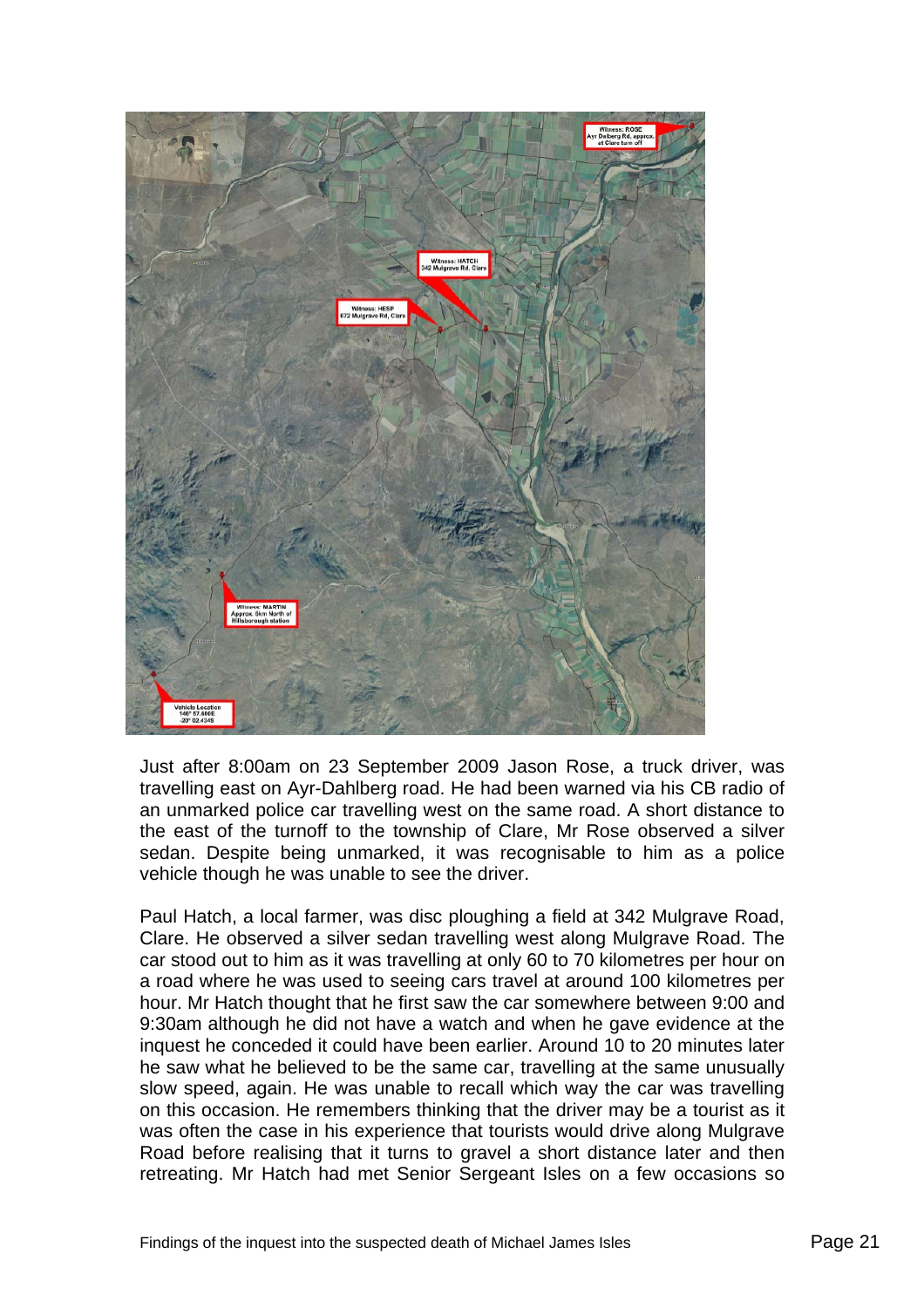Just after 8:00am on 23 September 2009 Jason Rose, a truck driver, was travelling east on Ayr-Dahlberg road. He had been warned via his CB radio of an unmarked police car travelling west on the same road. A short distance to the east of the turnoff to the township of Clare, Mr Rose observed a silver sedan. Despite being unmarked, it was recognisable to him as a police vehicle though he was unable to see the driver.

Paul Hatch, a local farmer, was disc ploughing a field at 342 Mulgrave Road, Clare. He observed a silver sedan travelling west along Mulgrave Road. The car stood out to him as it was travelling at only 60 to 70 kilometres per hour on a road where he was used to seeing cars travel at around 100 kilometres per hour. Mr Hatch thought that he first saw the car somewhere between 9:00 and 9:30am although he did not have a watch and when he gave evidence at the inquest he conceded it could have been earlier. Around 10 to 20 minutes later he saw what he believed to be the same car, travelling at the same unusually slow speed, again. He was unable to recall which way the car was travelling on this occasion. He remembers thinking that the driver may be a tourist as it was often the case in his experience that tourists would drive along Mulgrave Road before realising that it turns to gravel a short distance later and then retreating. Mr Hatch had met Senior Sergeant Isles on a few occasions so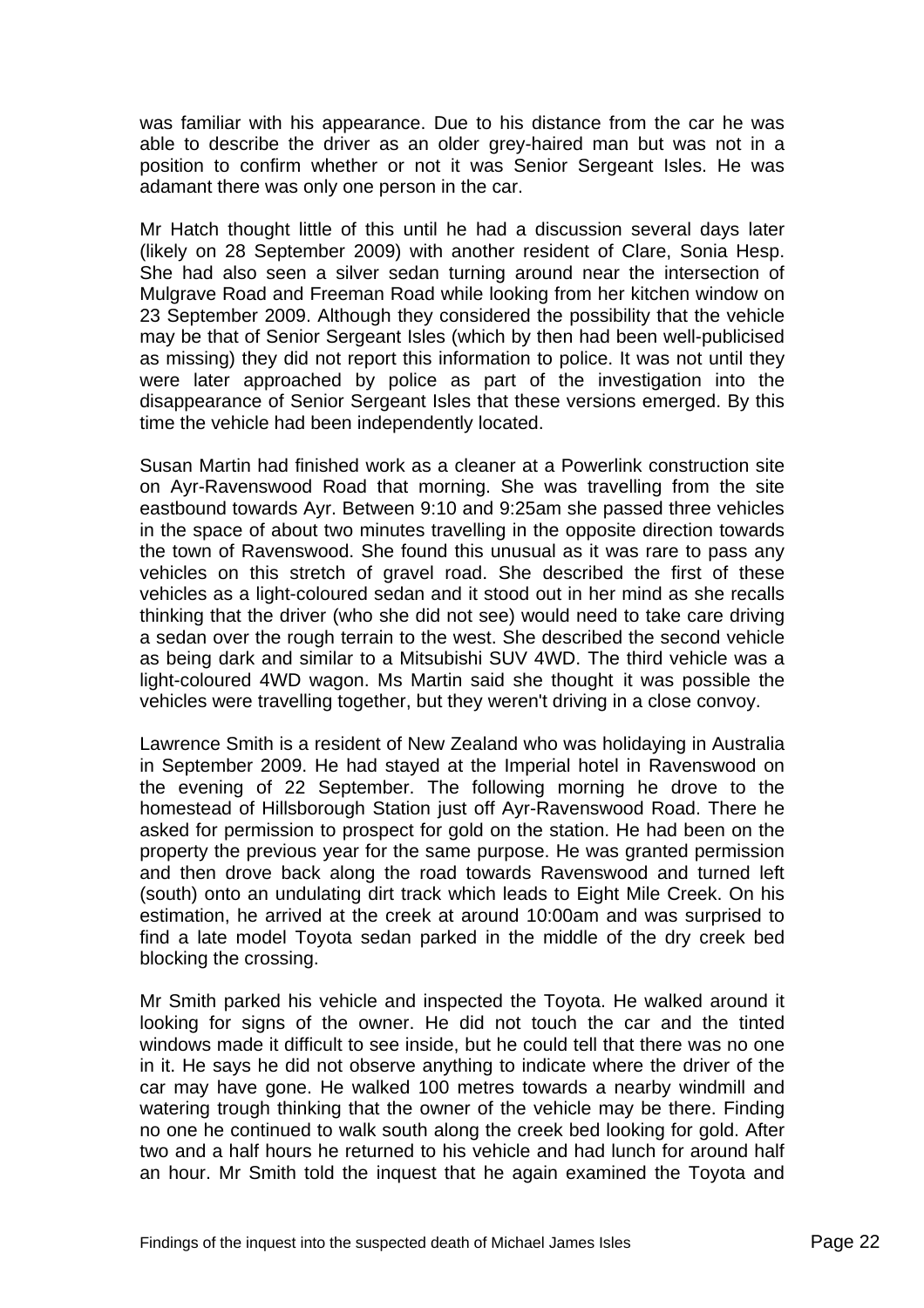was familiar with his appearance. Due to his distance from the car he was able to describe the driver as an older grey-haired man but was not in a position to confirm whether or not it was Senior Sergeant Isles. He was adamant there was only one person in the car.

Mr Hatch thought little of this until he had a discussion several days later (likely on 28 September 2009) with another resident of Clare, Sonia Hesp. She had also seen a silver sedan turning around near the intersection of Mulgrave Road and Freeman Road while looking from her kitchen window on 23 September 2009. Although they considered the possibility that the vehicle may be that of Senior Sergeant Isles (which by then had been well-publicised as missing) they did not report this information to police. It was not until they were later approached by police as part of the investigation into the disappearance of Senior Sergeant Isles that these versions emerged. By this time the vehicle had been independently located.

Susan Martin had finished work as a cleaner at a Powerlink construction site on Ayr-Ravenswood Road that morning. She was travelling from the site eastbound towards Ayr. Between 9:10 and 9:25am she passed three vehicles in the space of about two minutes travelling in the opposite direction towards the town of Ravenswood. She found this unusual as it was rare to pass any vehicles on this stretch of gravel road. She described the first of these vehicles as a light-coloured sedan and it stood out in her mind as she recalls thinking that the driver (who she did not see) would need to take care driving a sedan over the rough terrain to the west. She described the second vehicle as being dark and similar to a Mitsubishi SUV 4WD. The third vehicle was a light-coloured 4WD wagon. Ms Martin said she thought it was possible the vehicles were travelling together, but they weren't driving in a close convoy.

Lawrence Smith is a resident of New Zealand who was holidaying in Australia in September 2009. He had stayed at the Imperial hotel in Ravenswood on the evening of 22 September. The following morning he drove to the homestead of Hillsborough Station just off Ayr-Ravenswood Road. There he asked for permission to prospect for gold on the station. He had been on the property the previous year for the same purpose. He was granted permission and then drove back along the road towards Ravenswood and turned left (south) onto an undulating dirt track which leads to Eight Mile Creek. On his estimation, he arrived at the creek at around 10:00am and was surprised to find a late model Toyota sedan parked in the middle of the dry creek bed blocking the crossing.

Mr Smith parked his vehicle and inspected the Toyota. He walked around it looking for signs of the owner. He did not touch the car and the tinted windows made it difficult to see inside, but he could tell that there was no one in it. He says he did not observe anything to indicate where the driver of the car may have gone. He walked 100 metres towards a nearby windmill and watering trough thinking that the owner of the vehicle may be there. Finding no one he continued to walk south along the creek bed looking for gold. After two and a half hours he returned to his vehicle and had lunch for around half an hour. Mr Smith told the inquest that he again examined the Toyota and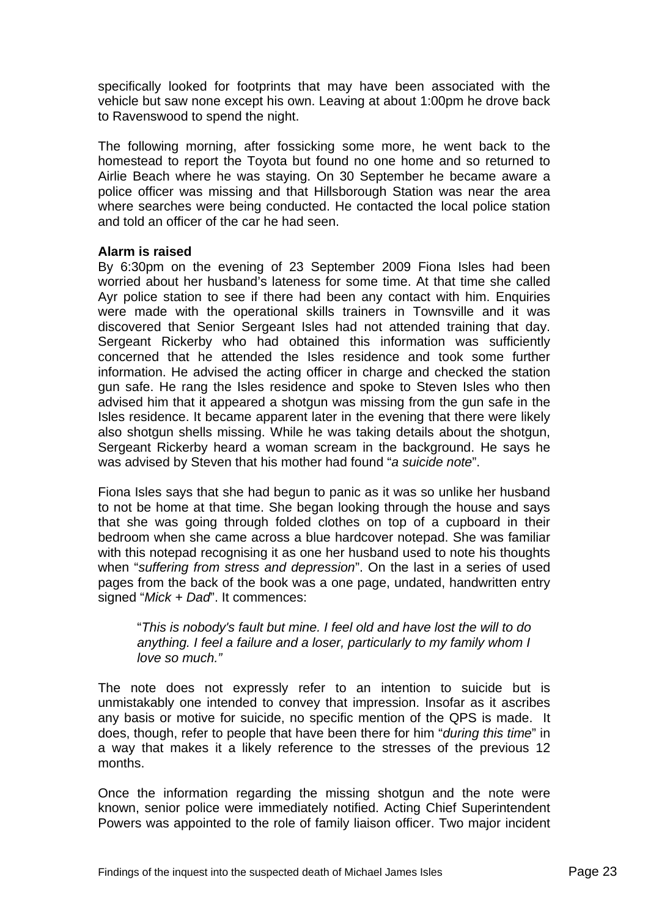specifically looked for footprints that may have been associated with the vehicle but saw none except his own. Leaving at about 1:00pm he drove back to Ravenswood to spend the night.

The following morning, after fossicking some more, he went back to the homestead to report the Toyota but found no one home and so returned to Airlie Beach where he was staying. On 30 September he became aware a police officer was missing and that Hillsborough Station was near the area where searches were being conducted. He contacted the local police station and told an officer of the car he had seen.

**Alarm is raised**

By 6:30pm on the evening of 23 September 2009 Fiona Isles had been worried about her husband's lateness for some time. At that time she called Ayr police station to see if there had been any contact with him. Enquiries were made with the operational skills trainers in Townsville and it was discovered that Senior Sergeant Isles had not attended training that day. Sergeant Rickerby who had obtained this information was sufficiently concerned that he attended the Isles residence and took some further information. He advised the acting officer in charge and checked the station gun safe. He rang the Isles residence and spoke to Steven Isles who then advised him that it appeared a shotgun was missing from the gun safe in the Isles residence. It became apparent later in the evening that there were likely also shotgun shells missing. While he was taking details about the shotgun, Sergeant Rickerby heard a woman scream in the background. He says he was advised by Steven that his mother had found "*a suicide note*".

Fiona Isles says that she had begun to panic as it was so unlike her husband to not be home at that time. She began looking through the house and says that she was going through folded clothes on top of a cupboard in their bedroom when she came across a blue hardcover notepad. She was familiar with this notepad recognising it as one her husband used to note his thoughts when "*suffering from stress and depression*". On the last in a series of used pages from the back of the book was a one page, undated, handwritten entry signed "*Mick + Dad*". It commences:

> "*This is nobody's fault but mine. I feel old and have lost the will to do anything. I feel a failure and a loser, particularly to my family whom I love so much."*

The note does not expressly refer to an intention to suicide but is unmistakably one intended to convey that impression. Insofar as it ascribes any basis or motive for suicide, no specific mention of the QPS is made. It does, though, refer to people that have been there for him "*during this time*" in a way that makes it a likely reference to the stresses of the previous 12 months.

Once the information regarding the missing shotgun and the note were known, senior police were immediately notified. Acting Chief Superintendent Powers was appointed to the role of family liaison officer. Two major incident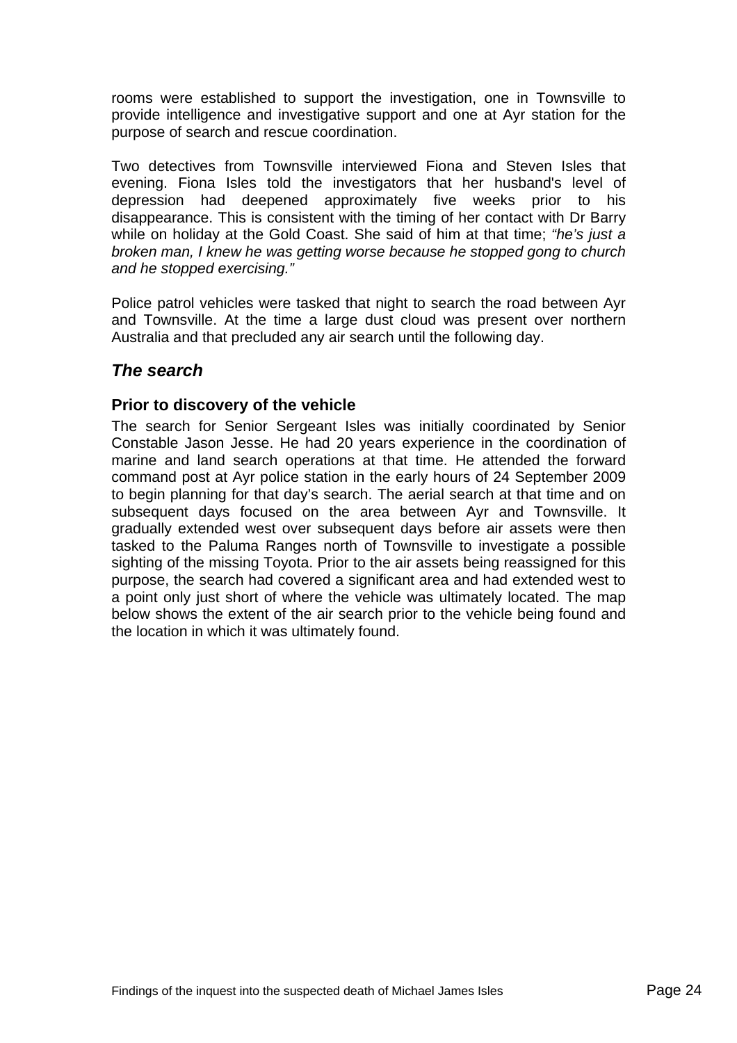rooms were established to support the investigation, one in Townsville to provide intelligence and investigative support and one at Ayr station for the purpose of search and rescue coordination.

Two detectives from Townsville interviewed Fiona and Steven Isles that evening. Fiona Isles told the investigators that her husband's level of depression had deepened approximately five weeks prior to his disappearance. This is consistent with the timing of her contact with Dr Barry while on holiday at the Gold Coast. She said of him at that time; *"he's just a broken man, I knew he was getting worse because he stopped gong to church and he stopped exercising."*

Police patrol vehicles were tasked that night to search the road between Ayr and Townsville. At the time a large dust cloud was present over northern Australia and that precluded any air search until the following day.

## *The search*

### Prior to discovery of the vehicle

The search for Senior Sergeant Isles was initially coordinated by Senior Constable Jason Jesse. He had 20 years experience in the coordination of marine and land search operations at that time. He attended the forward command post at Ayr police station in the early hours of 24 September 2009 to begin planning for that day's search. The aerial search at that time and on subsequent days focused on the area between Ayr and Townsville. It gradually extended west over subsequent days before air assets were then tasked to the Paluma Ranges north of Townsville to investigate a possible sighting of the missing Toyota. Prior to the air assets being reassigned for this purpose, the search had covered a significant area and had extended west to a point only just short of where the vehicle was ultimately located. The map below shows the extent of the air search prior to the vehicle being found and the location in which it was ultimately found.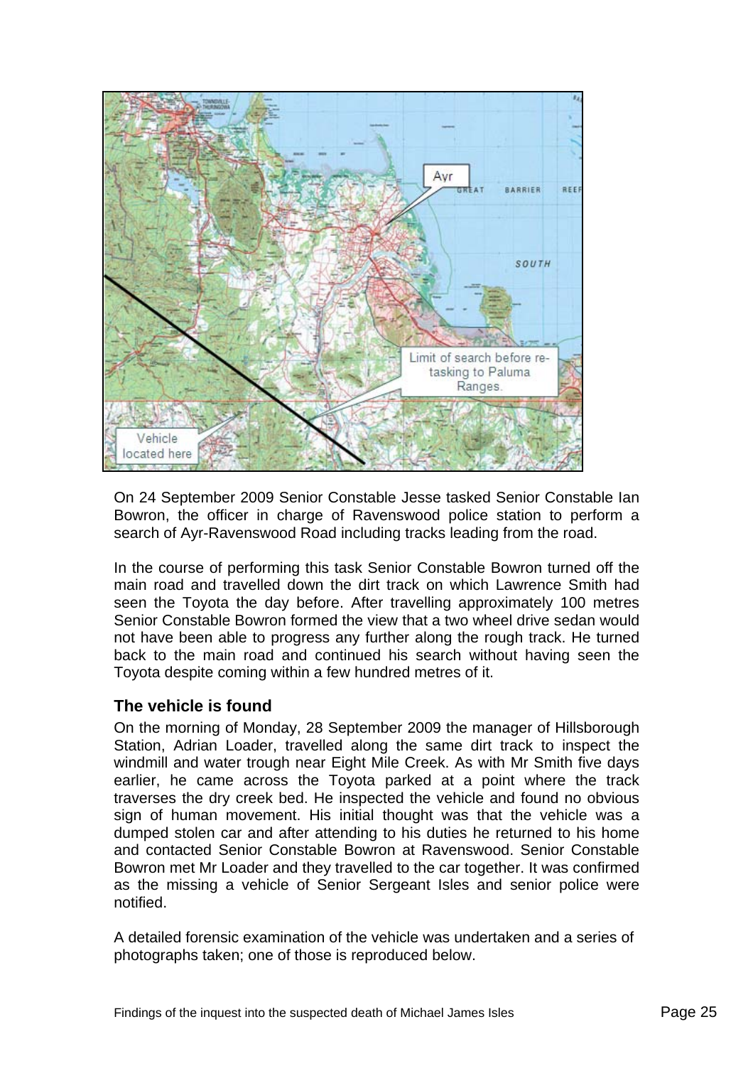On 24 September 2009 Senior Constable Jesse tasked Senior Constable Ian Bowron, the officer in charge of Ravenswood police station to perform a search of Ayr-Ravenswood Road including tracks leading from the road.

In the course of performing this task Senior Constable Bowron turned off the main road and travelled down the dirt track on which Lawrence Smith had seen the Toyota the day before. After travelling approximately 100 metres Senior Constable Bowron formed the view that a two wheel drive sedan would not have been able to progress any further along the rough track. He turned back to the main road and continued his search without having seen the Toyota despite coming within a few hundred metres of it.

### The vehicle is found

On the morning of Monday, 28 September 2009 the manager of Hillsborough Station, Adrian Loader, travelled along the same dirt track to inspect the windmill and water trough near Eight Mile Creek. As with Mr Smith five days earlier, he came across the Toyota parked at a point where the track traverses the dry creek bed. He inspected the vehicle and found no obvious sign of human movement. His initial thought was that the vehicle was a dumped stolen car and after attending to his duties he returned to his home and contacted Senior Constable Bowron at Ravenswood. Senior Constable Bowron met Mr Loader and they travelled to the car together. It was confirmed as the missing a vehicle of Senior Sergeant Isles and senior police were notified.

A detailed forensic examination of the vehicle was undertaken and a series of photographs taken; one of those is reproduced below.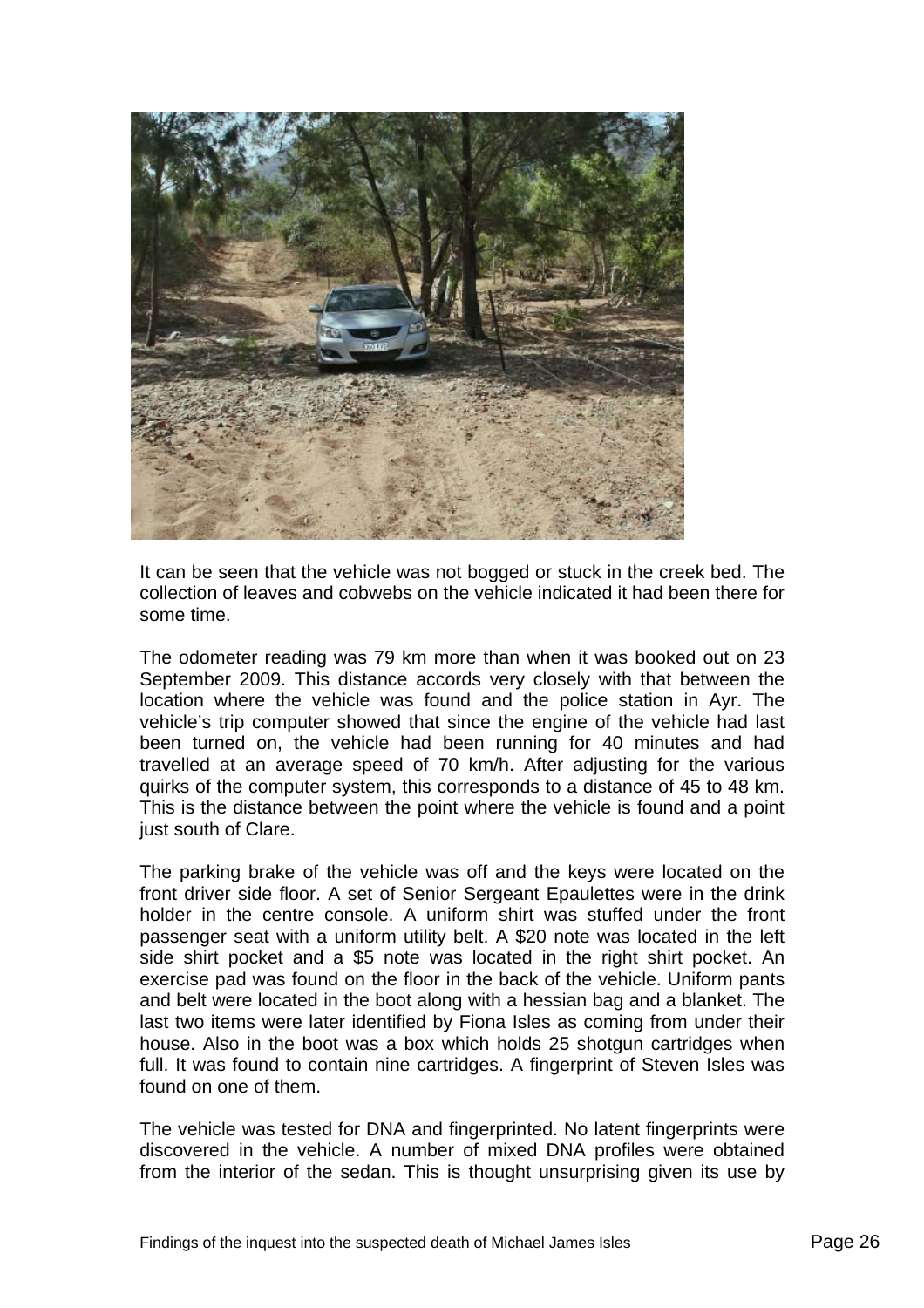It can be seen that the vehicle was not bogged or stuck in the creek bed. The collection of leaves and cobwebs on the vehicle indicated it had been there for some time.

The odometer reading was 79 km more than when it was booked out on 23 September 2009. This distance accords very closely with that between the location where the vehicle was found and the police station in Ayr. The vehicle's trip computer showed that since the engine of the vehicle had last been turned on, the vehicle had been running for 40 minutes and had travelled at an average speed of 70 km/h. After adjusting for the various quirks of the computer system, this corresponds to a distance of 45 to 48 km. This is the distance between the point where the vehicle is found and a point just south of Clare.

The parking brake of the vehicle was off and the keys were located on the front driver side floor. A set of Senior Sergeant Epaulettes were in the drink holder in the centre console. A uniform shirt was stuffed under the front passenger seat with a uniform utility belt. A $20 note was located in the left side shirt pocket and a $5 note was located in the right shirt pocket. An exercise pad was found on the floor in the back of the vehicle. Uniform pants and belt were located in the boot along with a hessian bag and a blanket. The last two items were later identified by Fiona Isles as coming from under their house. Also in the boot was a box which holds 25 shotgun cartridges when full. It was found to contain nine cartridges. A fingerprint of Steven Isles was found on one of them.

The vehicle was tested for DNA and fingerprinted. No latent fingerprints were discovered in the vehicle. A number of mixed DNA profiles were obtained from the interior of the sedan. This is thought unsurprising given its use by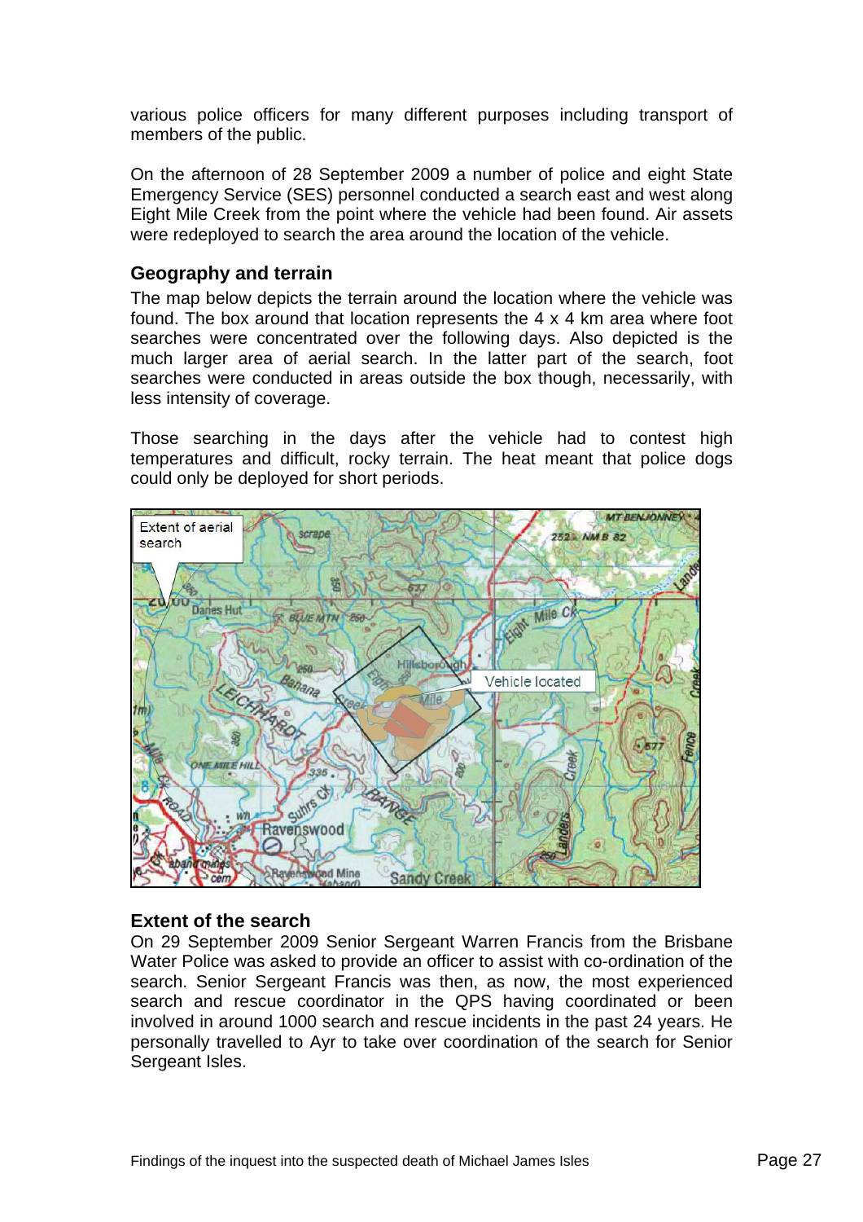various police officers for many different purposes including transport of members of the public.

On the afternoon of 28 September 2009 a number of police and eight State Emergency Service (SES) personnel conducted a search east and west along Eight Mile Creek from the point where the vehicle had been found. Air assets were redeployed to search the area around the location of the vehicle.

### Geography and terrain

The map below depicts the terrain around the location where the vehicle was found. The box around that location represents the 4 x 4 km area where foot searches were concentrated over the following days. Also depicted is the much larger area of aerial search. In the latter part of the search, foot searches were conducted in areas outside the box though, necessarily, with less intensity of coverage.

Those searching in the days after the vehicle had to contest high temperatures and difficult, rocky terrain. The heat meant that police dogs could only be deployed for short periods.

### Extent of the search

On 29 September 2009 Senior Sergeant Warren Francis from the Brisbane Water Police was asked to provide an officer to assist with co-ordination of the search. Senior Sergeant Francis was then, as now, the most experienced search and rescue coordinator in the QPS having coordinated or been involved in around 1000 search and rescue incidents in the past 24 years. He personally travelled to Ayr to take over coordination of the search for Senior Sergeant Isles.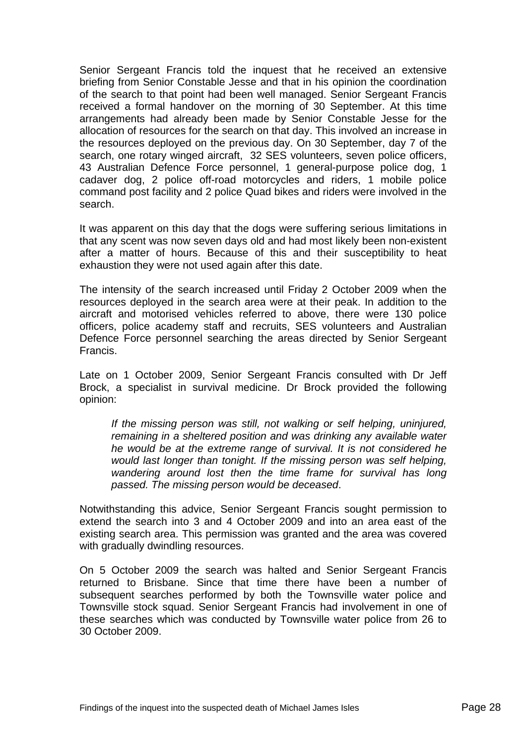Senior Sergeant Francis told the inquest that he received an extensive briefing from Senior Constable Jesse and that in his opinion the coordination of the search to that point had been well managed. Senior Sergeant Francis received a formal handover on the morning of 30 September. At this time arrangements had already been made by Senior Constable Jesse for the allocation of resources for the search on that day. This involved an increase in the resources deployed on the previous day. On 30 September, day 7 of the search, one rotary winged aircraft, 32 SES volunteers, seven police officers, 43 Australian Defence Force personnel, 1 general-purpose police dog, 1 cadaver dog, 2 police off-road motorcycles and riders, 1 mobile police command post facility and 2 police Quad bikes and riders were involved in the search.

It was apparent on this day that the dogs were suffering serious limitations in that any scent was now seven days old and had most likely been non-existent after a matter of hours. Because of this and their susceptibility to heat exhaustion they were not used again after this date.

The intensity of the search increased until Friday 2 October 2009 when the resources deployed in the search area were at their peak. In addition to the aircraft and motorised vehicles referred to above, there were 130 police officers, police academy staff and recruits, SES volunteers and Australian Defence Force personnel searching the areas directed by Senior Sergeant Francis.

Late on 1 October 2009, Senior Sergeant Francis consulted with Dr Jeff Brock, a specialist in survival medicine. Dr Brock provided the following opinion:

> *If the missing person was still, not walking or self helping, uninjured, remaining in a sheltered position and was drinking any available water he would be at the extreme range of survival. It is not considered he would last longer than tonight. If the missing person was self helping, wandering around lost then the time frame for survival has long passed. The missing person would be deceased*.

Notwithstanding this advice, Senior Sergeant Francis sought permission to extend the search into 3 and 4 October 2009 and into an area east of the existing search area. This permission was granted and the area was covered with gradually dwindling resources.

On 5 October 2009 the search was halted and Senior Sergeant Francis returned to Brisbane. Since that time there have been a number of subsequent searches performed by both the Townsville water police and Townsville stock squad. Senior Sergeant Francis had involvement in one of these searches which was conducted by Townsville water police from 26 to 30 October 2009.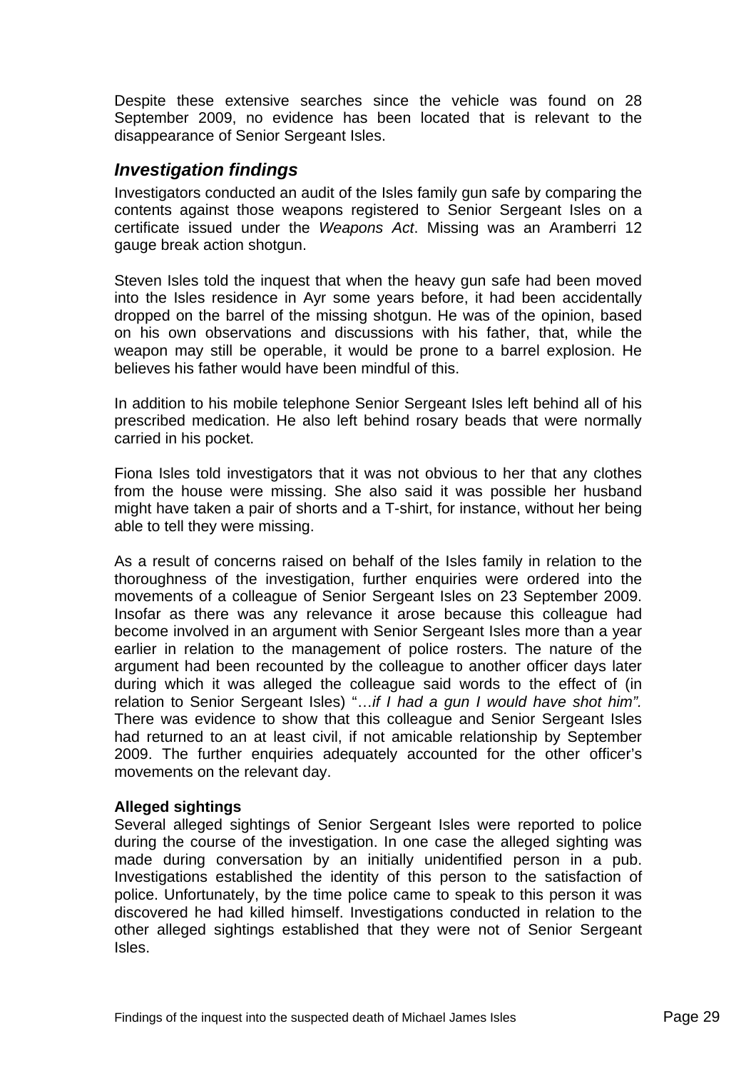Despite these extensive searches since the vehicle was found on 28 September 2009, no evidence has been located that is relevant to the disappearance of Senior Sergeant Isles.

## *Investigation findings*

Investigators conducted an audit of the Isles family gun safe by comparing the contents against those weapons registered to Senior Sergeant Isles on a certificate issued under the *Weapons Act*. Missing was an Aramberri 12 gauge break action shotgun.

Steven Isles told the inquest that when the heavy gun safe had been moved into the Isles residence in Ayr some years before, it had been accidentally dropped on the barrel of the missing shotgun. He was of the opinion, based on his own observations and discussions with his father, that, while the weapon may still be operable, it would be prone to a barrel explosion. He believes his father would have been mindful of this.

In addition to his mobile telephone Senior Sergeant Isles left behind all of his prescribed medication. He also left behind rosary beads that were normally carried in his pocket.

Fiona Isles told investigators that it was not obvious to her that any clothes from the house were missing. She also said it was possible her husband might have taken a pair of shorts and a T-shirt, for instance, without her being able to tell they were missing.

As a result of concerns raised on behalf of the Isles family in relation to the thoroughness of the investigation, further enquiries were ordered into the movements of a colleague of Senior Sergeant Isles on 23 September 2009. Insofar as there was any relevance it arose because this colleague had become involved in an argument with Senior Sergeant Isles more than a year earlier in relation to the management of police rosters. The nature of the argument had been recounted by the colleague to another officer days later during which it was alleged the colleague said words to the effect of (in relation to Senior Sergeant Isles) "…*if I had a gun I would have shot him".* There was evidence to show that this colleague and Senior Sergeant Isles had returned to an at least civil, if not amicable relationship by September 2009. The further enquiries adequately accounted for the other officer's movements on the relevant day.

**Alleged sightings**

Several alleged sightings of Senior Sergeant Isles were reported to police during the course of the investigation. In one case the alleged sighting was made during conversation by an initially unidentified person in a pub. Investigations established the identity of this person to the satisfaction of police. Unfortunately, by the time police came to speak to this person it was discovered he had killed himself. Investigations conducted in relation to the other alleged sightings established that they were not of Senior Sergeant Isles.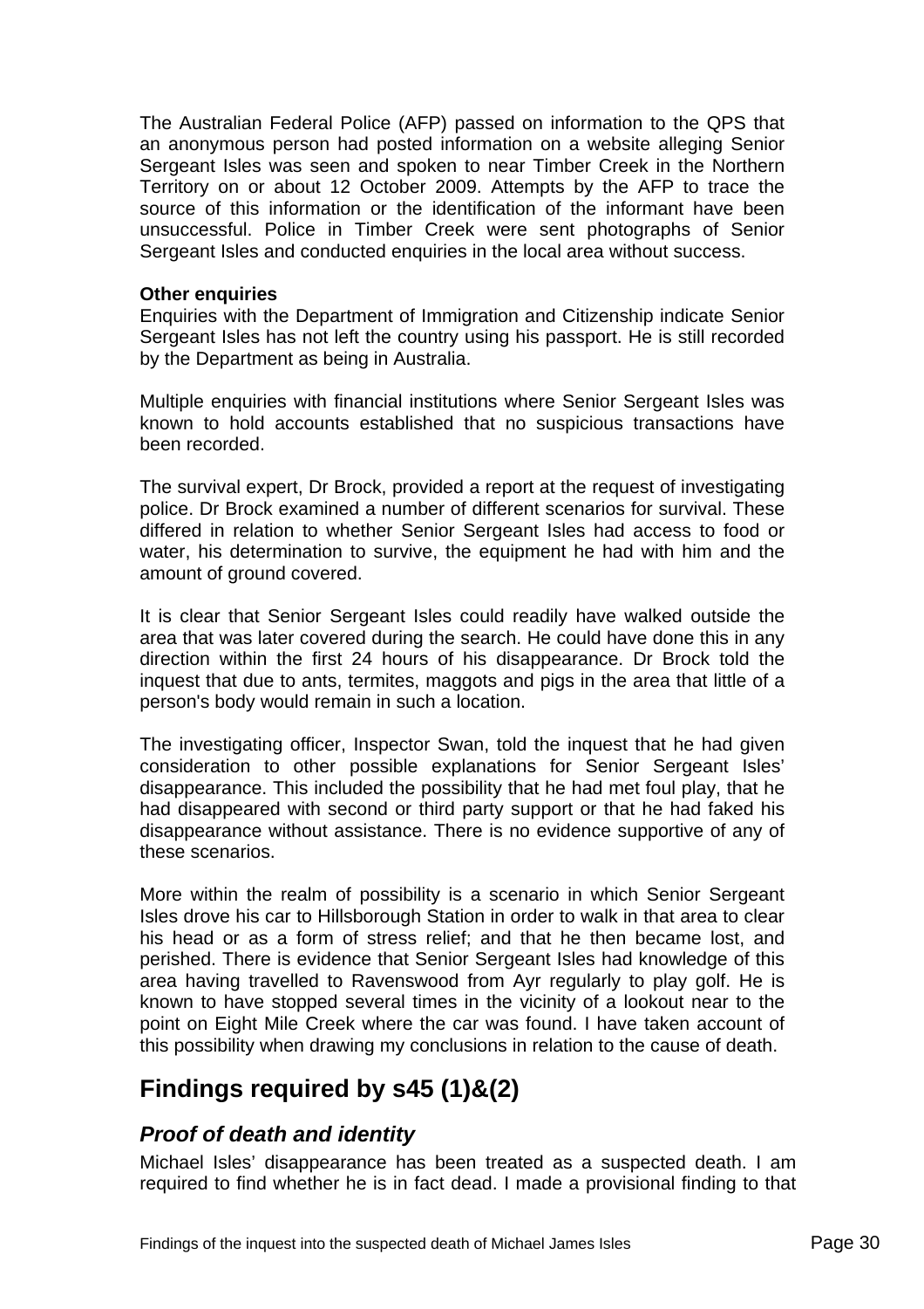The Australian Federal Police (AFP) passed on information to the QPS that an anonymous person had posted information on a website alleging Senior Sergeant Isles was seen and spoken to near Timber Creek in the Northern Territory on or about 12 October 2009. Attempts by the AFP to trace the source of this information or the identification of the informant have been unsuccessful. Police in Timber Creek were sent photographs of Senior Sergeant Isles and conducted enquiries in the local area without success.

**Other enquiries**

Enquiries with the Department of Immigration and Citizenship indicate Senior Sergeant Isles has not left the country using his passport. He is still recorded by the Department as being in Australia.

Multiple enquiries with financial institutions where Senior Sergeant Isles was known to hold accounts established that no suspicious transactions have been recorded.

The survival expert, Dr Brock, provided a report at the request of investigating police. Dr Brock examined a number of different scenarios for survival. These differed in relation to whether Senior Sergeant Isles had access to food or water, his determination to survive, the equipment he had with him and the amount of ground covered.

It is clear that Senior Sergeant Isles could readily have walked outside the area that was later covered during the search. He could have done this in any direction within the first 24 hours of his disappearance. Dr Brock told the inquest that due to ants, termites, maggots and pigs in the area that little of a person's body would remain in such a location.

The investigating officer, Inspector Swan, told the inquest that he had given consideration to other possible explanations for Senior Sergeant Isles' disappearance. This included the possibility that he had met foul play, that he had disappeared with second or third party support or that he had faked his disappearance without assistance. There is no evidence supportive of any of these scenarios.

More within the realm of possibility is a scenario in which Senior Sergeant Isles drove his car to Hillsborough Station in order to walk in that area to clear his head or as a form of stress relief; and that he then became lost, and perished. There is evidence that Senior Sergeant Isles had knowledge of this area having travelled to Ravenswood from Ayr regularly to play golf. He is known to have stopped several times in the vicinity of a lookout near to the point on Eight Mile Creek where the car was found. I have taken account of this possibility when drawing my conclusions in relation to the cause of death.

## Findings required by s45 (1)&(2)

### *Proof of death and identity*

Michael Isles' disappearance has been treated as a suspected death. I am required to find whether he is in fact dead. I made a provisional finding to that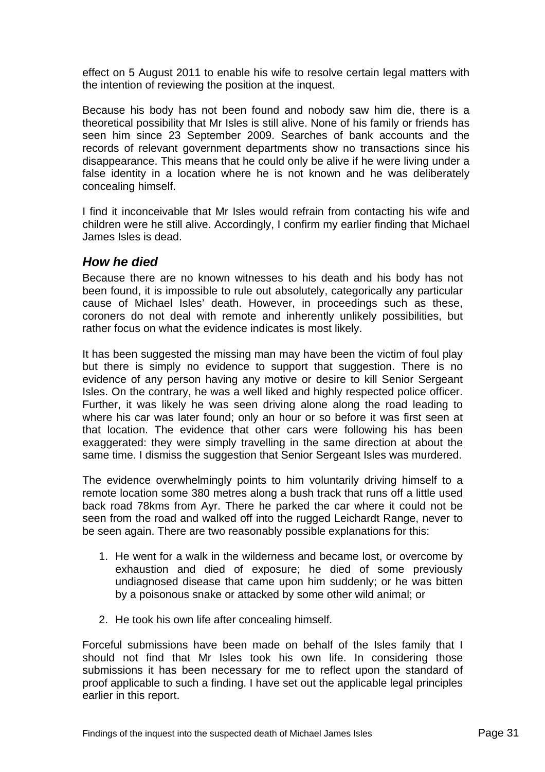effect on 5 August 2011 to enable his wife to resolve certain legal matters with the intention of reviewing the position at the inquest.

Because his body has not been found and nobody saw him die, there is a theoretical possibility that Mr Isles is still alive. None of his family or friends has seen him since 23 September 2009. Searches of bank accounts and the records of relevant government departments show no transactions since his disappearance. This means that he could only be alive if he were living under a false identity in a location where he is not known and he was deliberately concealing himself.

I find it inconceivable that Mr Isles would refrain from contacting his wife and children were he still alive. Accordingly, I confirm my earlier finding that Michael James Isles is dead.

### *How he died*

Because there are no known witnesses to his death and his body has not been found, it is impossible to rule out absolutely, categorically any particular cause of Michael Isles' death. However, in proceedings such as these, coroners do not deal with remote and inherently unlikely possibilities, but rather focus on what the evidence indicates is most likely.

It has been suggested the missing man may have been the victim of foul play but there is simply no evidence to support that suggestion. There is no evidence of any person having any motive or desire to kill Senior Sergeant Isles. On the contrary, he was a well liked and highly respected police officer. Further, it was likely he was seen driving alone along the road leading to where his car was later found; only an hour or so before it was first seen at that location. The evidence that other cars were following his has been exaggerated: they were simply travelling in the same direction at about the same time. I dismiss the suggestion that Senior Sergeant Isles was murdered.

The evidence overwhelmingly points to him voluntarily driving himself to a remote location some 380 metres along a bush track that runs off a little used back road 78kms from Ayr. There he parked the car where it could not be seen from the road and walked off into the rugged Leichardt Range, never to be seen again. There are two reasonably possible explanations for this:

1. He went for a walk in the wilderness and became lost, or overcome by exhaustion and died of exposure; he died of some previously undiagnosed disease that came upon him suddenly; or he was bitten by a poisonous snake or attacked by some other wild animal; or

2. He took his own life after concealing himself.

Forceful submissions have been made on behalf of the Isles family that I should not find that Mr Isles took his own life. In considering those submissions it has been necessary for me to reflect upon the standard of proof applicable to such a finding. I have set out the applicable legal principles earlier in this report.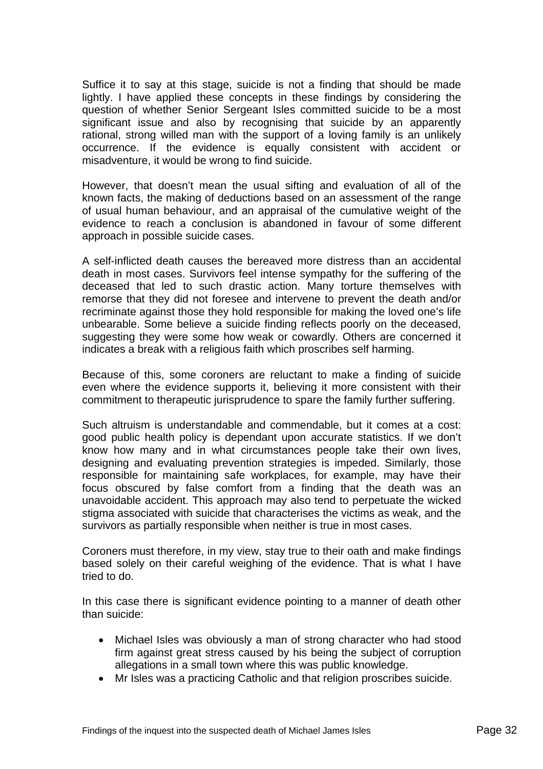Suffice it to say at this stage, suicide is not a finding that should be made lightly. I have applied these concepts in these findings by considering the question of whether Senior Sergeant Isles committed suicide to be a most significant issue and also by recognising that suicide by an apparently rational, strong willed man with the support of a loving family is an unlikely occurrence. If the evidence is equally consistent with accident or misadventure, it would be wrong to find suicide.

However, that doesn't mean the usual sifting and evaluation of all of the known facts, the making of deductions based on an assessment of the range of usual human behaviour, and an appraisal of the cumulative weight of the evidence to reach a conclusion is abandoned in favour of some different approach in possible suicide cases.

A self-inflicted death causes the bereaved more distress than an accidental death in most cases. Survivors feel intense sympathy for the suffering of the deceased that led to such drastic action. Many torture themselves with remorse that they did not foresee and intervene to prevent the death and/or recriminate against those they hold responsible for making the loved one's life unbearable. Some believe a suicide finding reflects poorly on the deceased, suggesting they were some how weak or cowardly. Others are concerned it indicates a break with a religious faith which proscribes self harming.

Because of this, some coroners are reluctant to make a finding of suicide even where the evidence supports it, believing it more consistent with their commitment to therapeutic jurisprudence to spare the family further suffering.

Such altruism is understandable and commendable, but it comes at a cost: good public health policy is dependant upon accurate statistics. If we don't know how many and in what circumstances people take their own lives, designing and evaluating prevention strategies is impeded. Similarly, those responsible for maintaining safe workplaces, for example, may have their focus obscured by false comfort from a finding that the death was an unavoidable accident. This approach may also tend to perpetuate the wicked stigma associated with suicide that characterises the victims as weak, and the survivors as partially responsible when neither is true in most cases.

Coroners must therefore, in my view, stay true to their oath and make findings based solely on their careful weighing of the evidence. That is what I have tried to do.

In this case there is significant evidence pointing to a manner of death other than suicide:

- Michael Isles was obviously a man of strong character who had stood firm against great stress caused by his being the subject of corruption allegations in a small town where this was public knowledge.
- Mr Isles was a practicing Catholic and that religion proscribes suicide.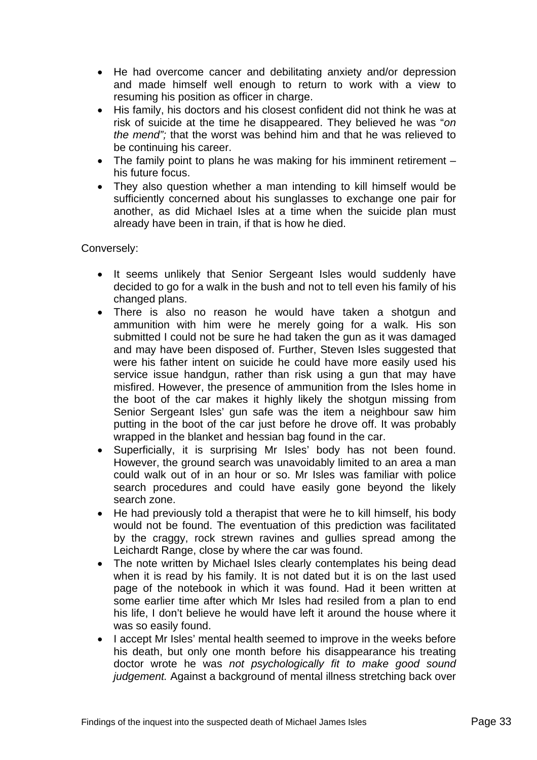- He had overcome cancer and debilitating anxiety and/or depression and made himself well enough to return to work with a view to resuming his position as officer in charge.
- His family, his doctors and his closest confident did not think he was at risk of suicide at the time he disappeared. They believed he was "*on the mend";* that the worst was behind him and that he was relieved to be continuing his career.
- The family point to plans he was making for his imminent retirement – his future focus.
- They also question whether a man intending to kill himself would be sufficiently concerned about his sunglasses to exchange one pair for another, as did Michael Isles at a time when the suicide plan must already have been in train, if that is how he died.

Conversely:

- It seems unlikely that Senior Sergeant Isles would suddenly have decided to go for a walk in the bush and not to tell even his family of his changed plans.
- There is also no reason he would have taken a shotgun and ammunition with him were he merely going for a walk. His son submitted I could not be sure he had taken the gun as it was damaged and may have been disposed of. Further, Steven Isles suggested that were his father intent on suicide he could have more easily used his service issue handgun, rather than risk using a gun that may have misfired. However, the presence of ammunition from the Isles home in the boot of the car makes it highly likely the shotgun missing from Senior Sergeant Isles' gun safe was the item a neighbour saw him putting in the boot of the car just before he drove off. It was probably wrapped in the blanket and hessian bag found in the car.
- Superficially, it is surprising Mr Isles' body has not been found. However, the ground search was unavoidably limited to an area a man could walk out of in an hour or so. Mr Isles was familiar with police search procedures and could have easily gone beyond the likely search zone.
- He had previously told a therapist that were he to kill himself, his body would not be found. The eventuation of this prediction was facilitated by the craggy, rock strewn ravines and gullies spread among the Leichardt Range, close by where the car was found.
- The note written by Michael Isles clearly contemplates his being dead when it is read by his family. It is not dated but it is on the last used page of the notebook in which it was found. Had it been written at some earlier time after which Mr Isles had resiled from a plan to end his life, I don't believe he would have left it around the house where it was so easily found.
- I accept Mr Isles' mental health seemed to improve in the weeks before his death, but only one month before his disappearance his treating doctor wrote he was *not psychologically fit to make good sound judgement.* Against a background of mental illness stretching back over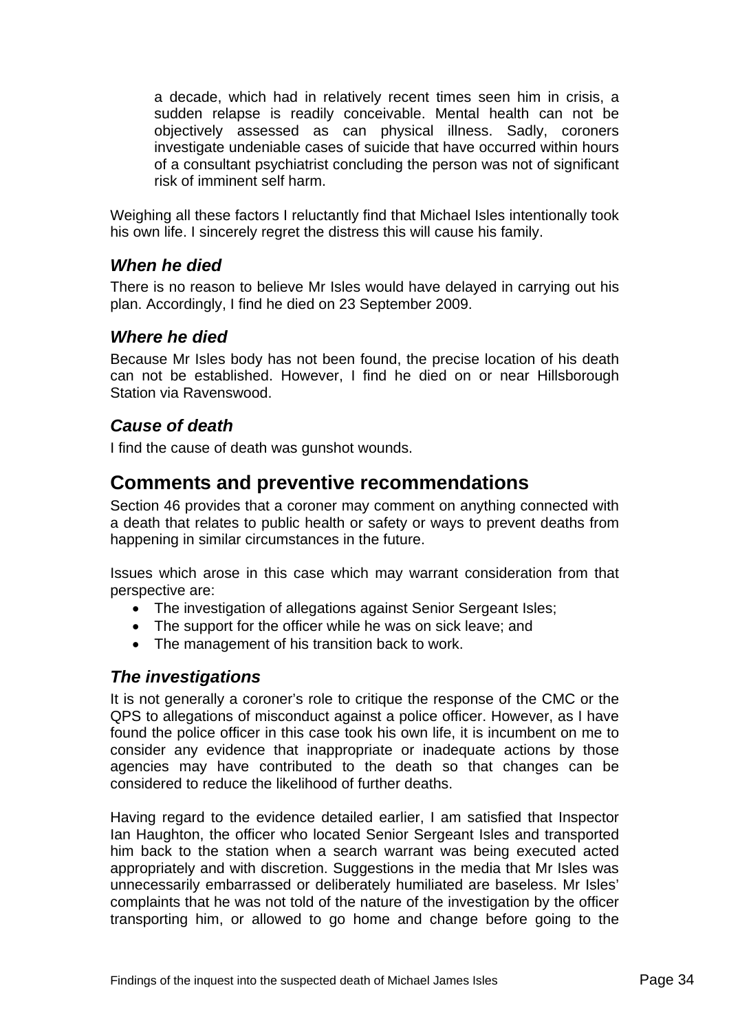a decade, which had in relatively recent times seen him in crisis, a sudden relapse is readily conceivable. Mental health can not be objectively assessed as can physical illness. Sadly, coroners investigate undeniable cases of suicide that have occurred within hours of a consultant psychiatrist concluding the person was not of significant risk of imminent self harm.

Weighing all these factors I reluctantly find that Michael Isles intentionally took his own life. I sincerely regret the distress this will cause his family.

### *When he died*

There is no reason to believe Mr Isles would have delayed in carrying out his plan. Accordingly, I find he died on 23 September 2009.

### *Where he died*

Because Mr Isles body has not been found, the precise location of his death can not be established. However, I find he died on or near Hillsborough Station via Ravenswood.

### *Cause of death*

I find the cause of death was gunshot wounds.

## Comments and preventive recommendations

Section 46 provides that a coroner may comment on anything connected with a death that relates to public health or safety or ways to prevent deaths from happening in similar circumstances in the future.

Issues which arose in this case which may warrant consideration from that perspective are:

- The investigation of allegations against Senior Sergeant Isles;
- The support for the officer while he was on sick leave; and
- The management of his transition back to work.

### *The investigations*

It is not generally a coroner's role to critique the response of the CMC or the QPS to allegations of misconduct against a police officer. However, as I have found the police officer in this case took his own life, it is incumbent on me to consider any evidence that inappropriate or inadequate actions by those agencies may have contributed to the death so that changes can be considered to reduce the likelihood of further deaths.

Having regard to the evidence detailed earlier, I am satisfied that Inspector Ian Haughton, the officer who located Senior Sergeant Isles and transported him back to the station when a search warrant was being executed acted appropriately and with discretion. Suggestions in the media that Mr Isles was unnecessarily embarrassed or deliberately humiliated are baseless. Mr Isles' complaints that he was not told of the nature of the investigation by the officer transporting him, or allowed to go home and change before going to the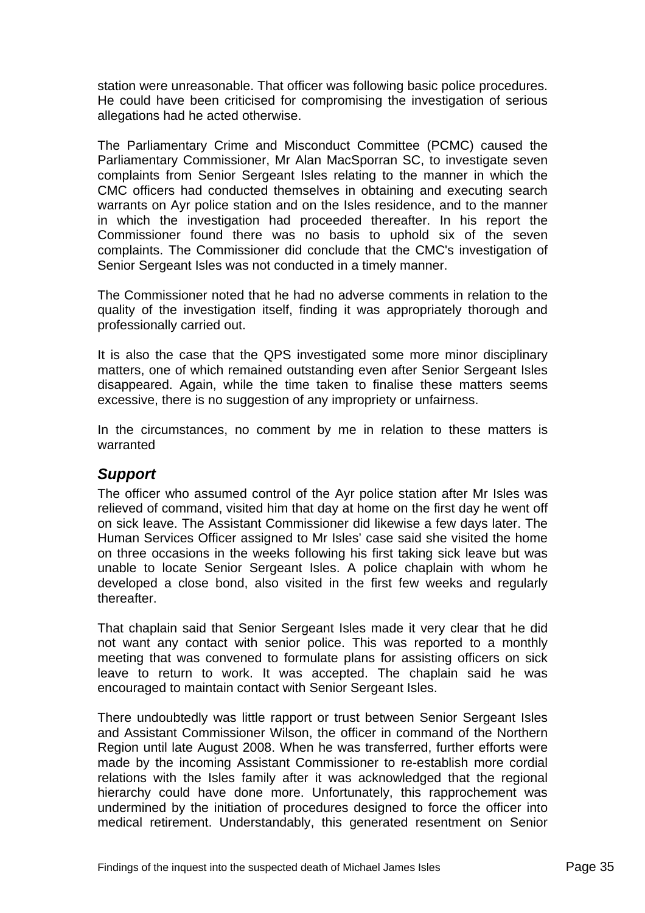station were unreasonable. That officer was following basic police procedures. He could have been criticised for compromising the investigation of serious allegations had he acted otherwise.

The Parliamentary Crime and Misconduct Committee (PCMC) caused the Parliamentary Commissioner, Mr Alan MacSporran SC, to investigate seven complaints from Senior Sergeant Isles relating to the manner in which the CMC officers had conducted themselves in obtaining and executing search warrants on Ayr police station and on the Isles residence, and to the manner in which the investigation had proceeded thereafter. In his report the Commissioner found there was no basis to uphold six of the seven complaints. The Commissioner did conclude that the CMC's investigation of Senior Sergeant Isles was not conducted in a timely manner.

The Commissioner noted that he had no adverse comments in relation to the quality of the investigation itself, finding it was appropriately thorough and professionally carried out.

It is also the case that the QPS investigated some more minor disciplinary matters, one of which remained outstanding even after Senior Sergeant Isles disappeared. Again, while the time taken to finalise these matters seems excessive, there is no suggestion of any impropriety or unfairness.

In the circumstances, no comment by me in relation to these matters is warranted

### *Support*

The officer who assumed control of the Ayr police station after Mr Isles was relieved of command, visited him that day at home on the first day he went off on sick leave. The Assistant Commissioner did likewise a few days later. The Human Services Officer assigned to Mr Isles' case said she visited the home on three occasions in the weeks following his first taking sick leave but was unable to locate Senior Sergeant Isles. A police chaplain with whom he developed a close bond, also visited in the first few weeks and regularly thereafter.

That chaplain said that Senior Sergeant Isles made it very clear that he did not want any contact with senior police. This was reported to a monthly meeting that was convened to formulate plans for assisting officers on sick leave to return to work. It was accepted. The chaplain said he was encouraged to maintain contact with Senior Sergeant Isles.

There undoubtedly was little rapport or trust between Senior Sergeant Isles and Assistant Commissioner Wilson, the officer in command of the Northern Region until late August 2008. When he was transferred, further efforts were made by the incoming Assistant Commissioner to re-establish more cordial relations with the Isles family after it was acknowledged that the regional hierarchy could have done more. Unfortunately, this rapprochement was undermined by the initiation of procedures designed to force the officer into medical retirement. Understandably, this generated resentment on Senior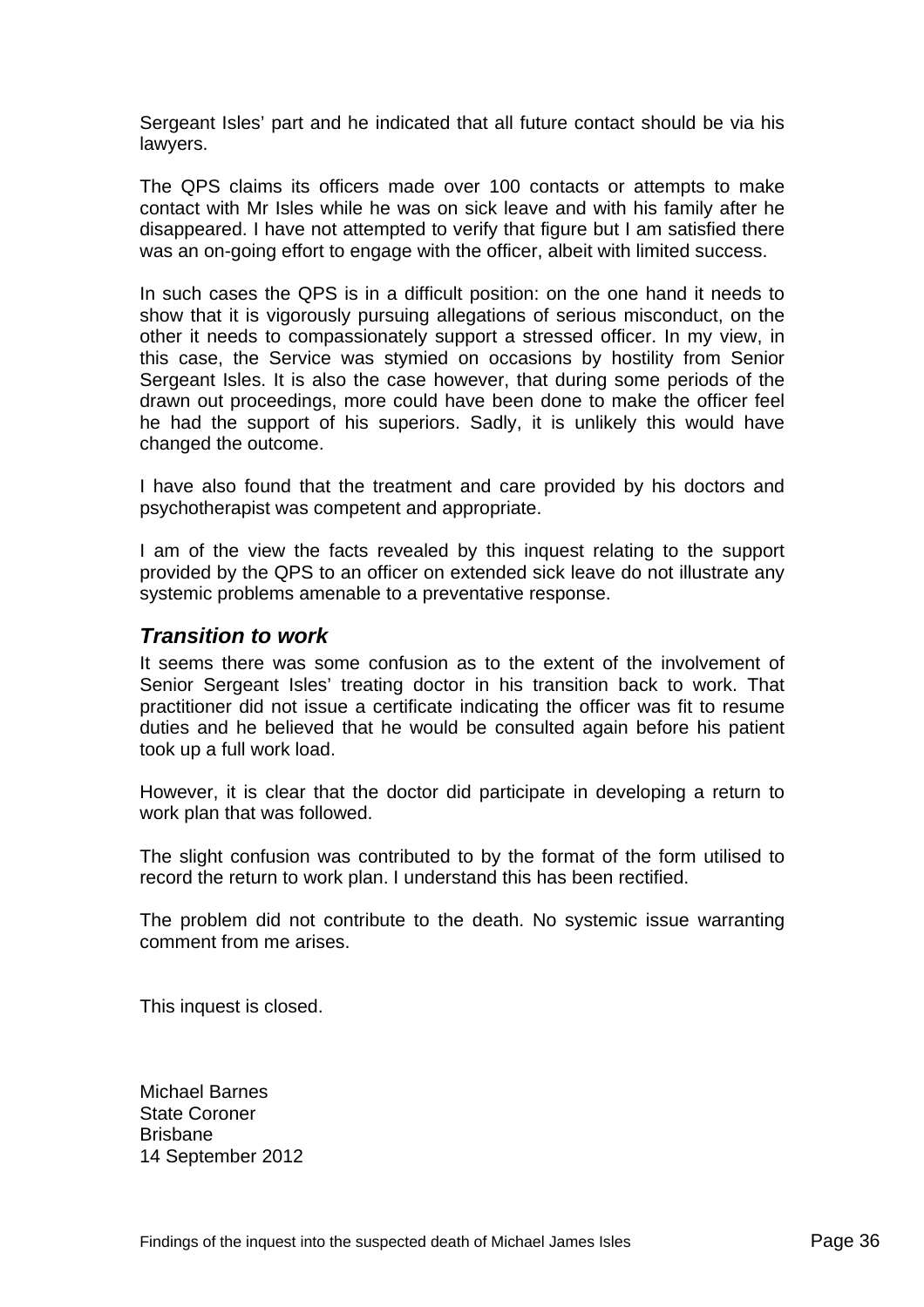Sergeant Isles' part and he indicated that all future contact should be via his lawyers.

The QPS claims its officers made over 100 contacts or attempts to make contact with Mr Isles while he was on sick leave and with his family after he disappeared. I have not attempted to verify that figure but I am satisfied there was an on-going effort to engage with the officer, albeit with limited success.

In such cases the QPS is in a difficult position: on the one hand it needs to show that it is vigorously pursuing allegations of serious misconduct, on the other it needs to compassionately support a stressed officer. In my view, in this case, the Service was stymied on occasions by hostility from Senior Sergeant Isles. It is also the case however, that during some periods of the drawn out proceedings, more could have been done to make the officer feel he had the support of his superiors. Sadly, it is unlikely this would have changed the outcome.

I have also found that the treatment and care provided by his doctors and psychotherapist was competent and appropriate.

I am of the view the facts revealed by this inquest relating to the support provided by the QPS to an officer on extended sick leave do not illustrate any systemic problems amenable to a preventative response.

### *Transition to work*

It seems there was some confusion as to the extent of the involvement of Senior Sergeant Isles' treating doctor in his transition back to work. That practitioner did not issue a certificate indicating the officer was fit to resume duties and he believed that he would be consulted again before his patient took up a full work load.

However, it is clear that the doctor did participate in developing a return to work plan that was followed.

The slight confusion was contributed to by the format of the form utilised to record the return to work plan. I understand this has been rectified.

The problem did not contribute to the death. No systemic issue warranting comment from me arises.

This inquest is closed.

Michael Barnes
State Coroner
Brisbane
14 September 2012